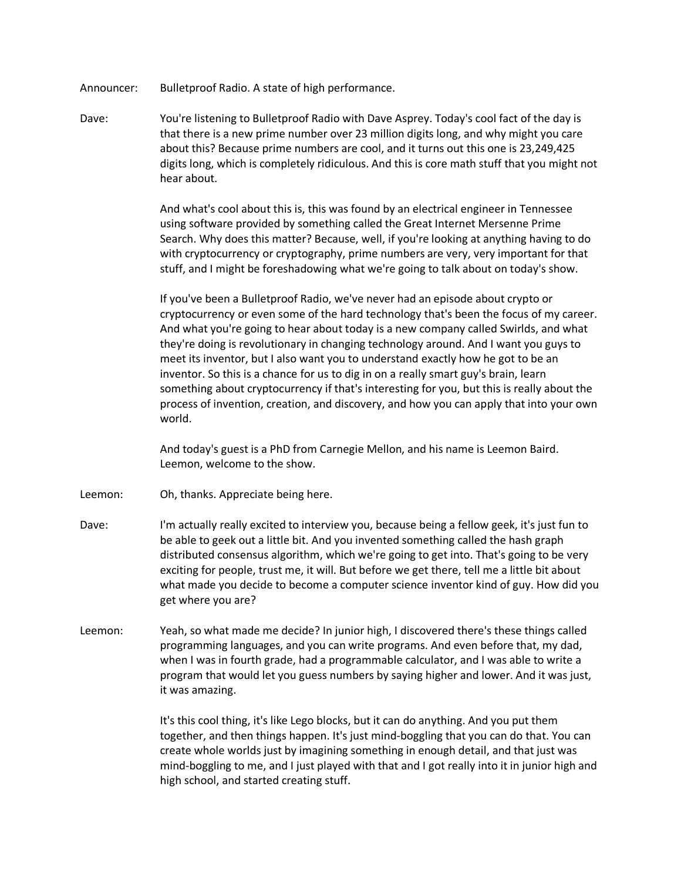Announcer: Bulletproof Radio. A state of high performance.

Dave: You're listening to Bulletproof Radio with Dave Asprey. Today's cool fact of the day is that there is a new prime number over 23 million digits long, and why might you care about this? Because prime numbers are cool, and it turns out this one is 23,249,425 digits long, which is completely ridiculous. And this is core math stuff that you might not hear about.

And what's cool about this is, this was found by an electrical engineer in Tennessee using software provided by something called the Great Internet Mersenne Prime Search. Why does this matter? Because, well, if you're looking at anything having to do with cryptocurrency or cryptography, prime numbers are very, very important for that stuff, and I might be foreshadowing what we're going to talk about on today's show.

If you've been a Bulletproof Radio, we've never had an episode about crypto or cryptocurrency or even some of the hard technology that's been the focus of my career. And what you're going to hear about today is a new company called Swirlds, and what they're doing is revolutionary in changing technology around. And I want you guys to meet its inventor, but I also want you to understand exactly how he got to be an inventor. So this is a chance for us to dig in on a really smart guy's brain, learn something about cryptocurrency if that's interesting for you, but this is really about the process of invention, creation, and discovery, and how you can apply that into your own world.

And today's guest is a PhD from Carnegie Mellon, and his name is Leemon Baird. Leemon, welcome to the show.

Leemon: Oh, thanks. Appreciate being here.

Dave: I'm actually really excited to interview you, because being a fellow geek, it's just fun to be able to geek out a little bit. And you invented something called the hash graph distributed consensus algorithm, which we're going to get into. That's going to be very exciting for people, trust me, it will. But before we get there, tell me a little bit about what made you decide to become a computer science inventor kind of guy. How did you get where you are?

Leemon: Yeah, so what made me decide? In junior high, I discovered there's these things called programming languages, and you can write programs. And even before that, my dad, when I was in fourth grade, had a programmable calculator, and I was able to write a program that would let you guess numbers by saying higher and lower. And it was just, it was amazing.

It's this cool thing, it's like Lego blocks, but it can do anything. And you put them together, and then things happen. It's just mind-boggling that you can do that. You can create whole worlds just by imagining something in enough detail, and that just was mind-boggling to me, and I just played with that and I got really into it in junior high and high school, and started creating stuff.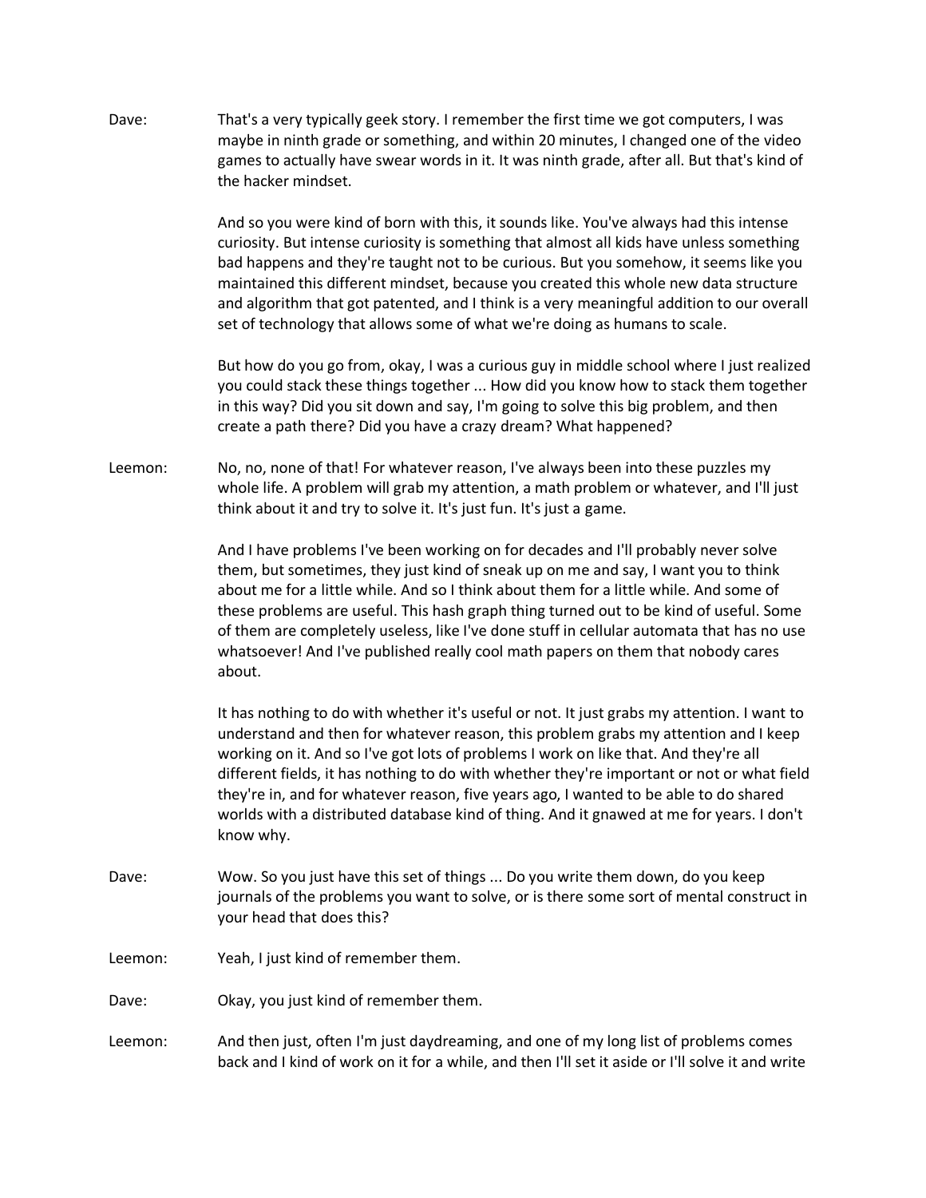Dave: That's a very typically geek story. I remember the first time we got computers, I was maybe in ninth grade or something, and within 20 minutes, I changed one of the video games to actually have swear words in it. It was ninth grade, after all. But that's kind of the hacker mindset.

And so you were kind of born with this, it sounds like. You've always had this intense curiosity. But intense curiosity is something that almost all kids have unless something bad happens and they're taught not to be curious. But you somehow, it seems like you maintained this different mindset, because you created this whole new data structure and algorithm that got patented, and I think is a very meaningful addition to our overall set of technology that allows some of what we're doing as humans to scale.

But how do you go from, okay, I was a curious guy in middle school where I just realized you could stack these things together ... How did you know how to stack them together in this way? Did you sit down and say, I'm going to solve this big problem, and then create a path there? Did you have a crazy dream? What happened?

Leemon: No, no, none of that! For whatever reason, I've always been into these puzzles my whole life. A problem will grab my attention, a math problem or whatever, and I'll just think about it and try to solve it. It's just fun. It's just a game.

And I have problems I've been working on for decades and I'll probably never solve them, but sometimes, they just kind of sneak up on me and say, I want you to think about me for a little while. And so I think about them for a little while. And some of these problems are useful. This hash graph thing turned out to be kind of useful. Some of them are completely useless, like I've done stuff in cellular automata that has no use whatsoever! And I've published really cool math papers on them that nobody cares about.

It has nothing to do with whether it's useful or not. It just grabs my attention. I want to understand and then for whatever reason, this problem grabs my attention and I keep working on it. And so I've got lots of problems I work on like that. And they're all different fields, it has nothing to do with whether they're important or not or what field they're in, and for whatever reason, five years ago, I wanted to be able to do shared worlds with a distributed database kind of thing. And it gnawed at me for years. I don't know why.

Dave: Wow. So you just have this set of things ... Do you write them down, do you keep journals of the problems you want to solve, or is there some sort of mental construct in your head that does this?

Leemon: Yeah, I just kind of remember them.

Dave: Okay, you just kind of remember them.

Leemon: And then just, often I'm just daydreaming, and one of my long list of problems comes back and I kind of work on it for a while, and then I'll set it aside or I'll solve it and write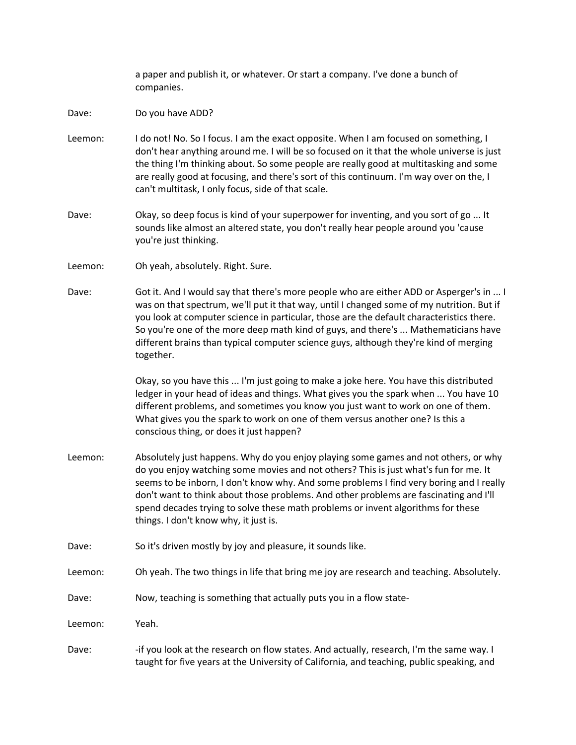a paper and publish it, or whatever. Or start a company. I've done a bunch of companies.

Dave: Do you have ADD?

Leemon: I do not! No. So I focus. I am the exact opposite. When I am focused on something, I don't hear anything around me. I will be so focused on it that the whole universe is just the thing I'm thinking about. So some people are really good at multitasking and some are really good at focusing, and there's sort of this continuum. I'm way over on the, I can't multitask, I only focus, side of that scale.

Dave: Okay, so deep focus is kind of your superpower for inventing, and you sort of go ... It sounds like almost an altered state, you don't really hear people around you 'cause you're just thinking.

Leemon: Oh yeah, absolutely. Right. Sure.

Dave: Got it. And I would say that there's more people who are either ADD or Asperger's in ... I was on that spectrum, we'll put it that way, until I changed some of my nutrition. But if you look at computer science in particular, those are the default characteristics there. So you're one of the more deep math kind of guys, and there's ... Mathematicians have different brains than typical computer science guys, although they're kind of merging together.

Okay, so you have this ... I'm just going to make a joke here. You have this distributed ledger in your head of ideas and things. What gives you the spark when ... You have 10 different problems, and sometimes you know you just want to work on one of them. What gives you the spark to work on one of them versus another one? Is this a conscious thing, or does it just happen?

Leemon: Absolutely just happens. Why do you enjoy playing some games and not others, or why do you enjoy watching some movies and not others? This is just what's fun for me. It seems to be inborn, I don't know why. And some problems I find very boring and I really don't want to think about those problems. And other problems are fascinating and I'll spend decades trying to solve these math problems or invent algorithms for these things. I don't know why, it just is.

Dave: So it's driven mostly by joy and pleasure, it sounds like.

Leemon: Oh yeah. The two things in life that bring me joy are research and teaching. Absolutely.

Dave: Now, teaching is something that actually puts you in a flow state-

Leemon: Yeah.

Dave: -if you look at the research on flow states. And actually, research, I'm the same way. I taught for five years at the University of California, and teaching, public speaking, and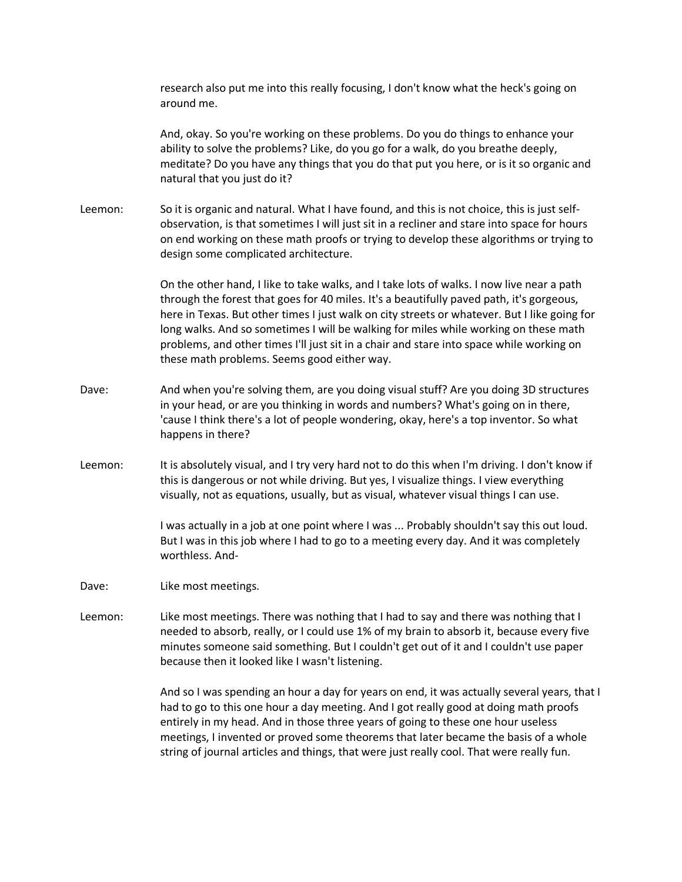research also put me into this really focusing, I don't know what the heck's going on around me.

And, okay. So you're working on these problems. Do you do things to enhance your ability to solve the problems? Like, do you go for a walk, do you breathe deeply, meditate? Do you have any things that you do that put you here, or is it so organic and natural that you just do it?

Leemon: So it is organic and natural. What I have found, and this is not choice, this is just self-observation, is that sometimes I will just sit in a recliner and stare into space for hours on end working on these math proofs or trying to develop these algorithms or trying to design some complicated architecture.

On the other hand, I like to take walks, and I take lots of walks. I now live near a path through the forest that goes for 40 miles. It's a beautifully paved path, it's gorgeous, here in Texas. But other times I just walk on city streets or whatever. But I like going for long walks. And so sometimes I will be walking for miles while working on these math problems, and other times I'll just sit in a chair and stare into space while working on these math problems. Seems good either way.

Dave: And when you're solving them, are you doing visual stuff? Are you doing 3D structures in your head, or are you thinking in words and numbers? What's going on in there, 'cause I think there's a lot of people wondering, okay, here's a top inventor. So what happens in there?

Leemon: It is absolutely visual, and I try very hard not to do this when I'm driving. I don't know if this is dangerous or not while driving. But yes, I visualize things. I view everything visually, not as equations, usually, but as visual, whatever visual things I can use.

I was actually in a job at one point where I was ... Probably shouldn't say this out loud. But I was in this job where I had to go to a meeting every day. And it was completely worthless. And-

Dave: Like most meetings.

Leemon: Like most meetings. There was nothing that I had to say and there was nothing that I needed to absorb, really, or I could use 1% of my brain to absorb it, because every five minutes someone said something. But I couldn't get out of it and I couldn't use paper because then it looked like I wasn't listening.

And so I was spending an hour a day for years on end, it was actually several years, that I had to go to this one hour a day meeting. And I got really good at doing math proofs entirely in my head. And in those three years of going to these one hour useless meetings, I invented or proved some theorems that later became the basis of a whole string of journal articles and things, that were just really cool. That were really fun.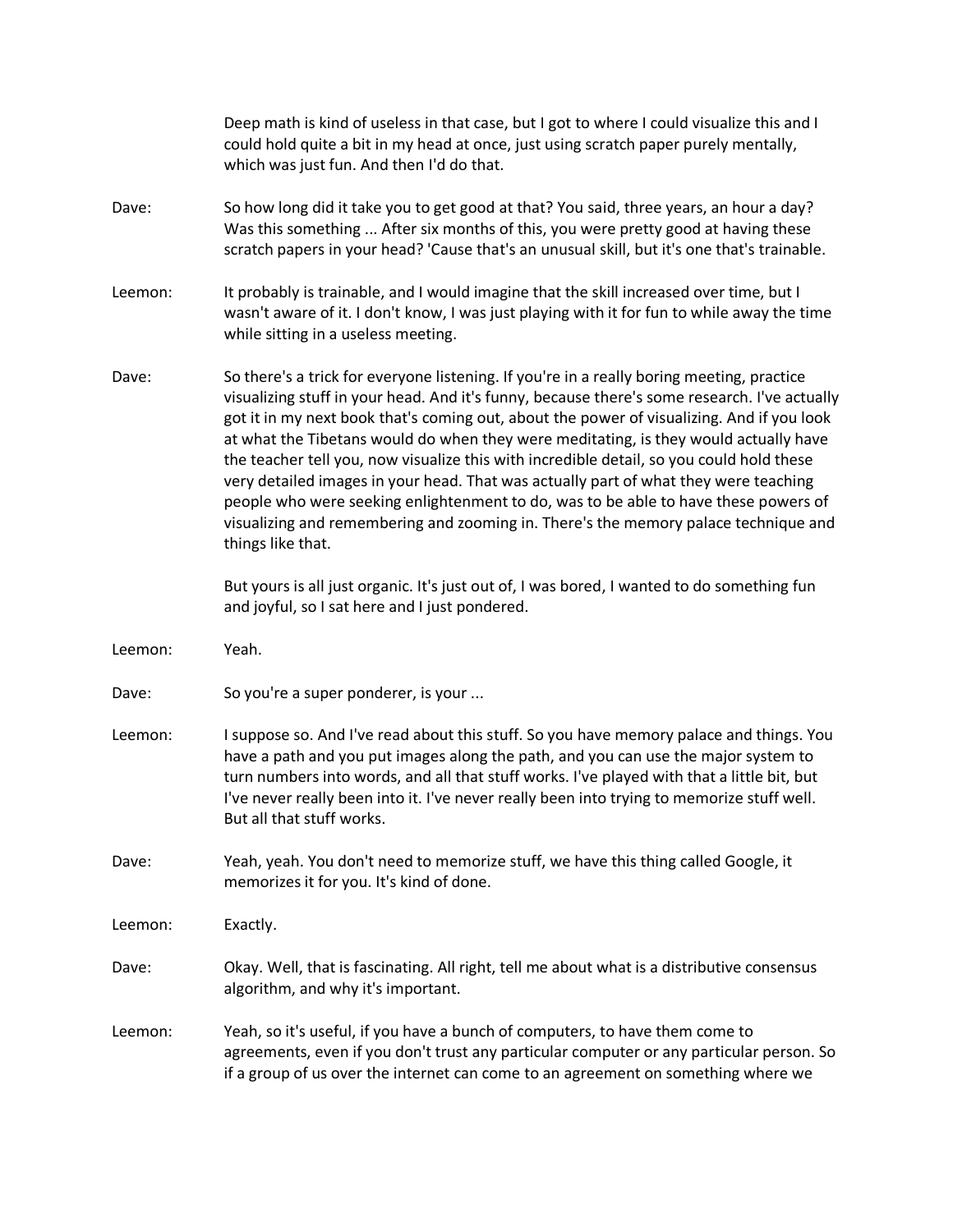Deep math is kind of useless in that case, but I got to where I could visualize this and I could hold quite a bit in my head at once, just using scratch paper purely mentally, which was just fun. And then I'd do that.

Dave: So how long did it take you to get good at that? You said, three years, an hour a day? Was this something ... After six months of this, you were pretty good at having these scratch papers in your head? 'Cause that's an unusual skill, but it's one that's trainable.

Leemon: It probably is trainable, and I would imagine that the skill increased over time, but I wasn't aware of it. I don't know, I was just playing with it for fun to while away the time while sitting in a useless meeting.

Dave: So there's a trick for everyone listening. If you're in a really boring meeting, practice visualizing stuff in your head. And it's funny, because there's some research. I've actually got it in my next book that's coming out, about the power of visualizing. And if you look at what the Tibetans would do when they were meditating, is they would actually have the teacher tell you, now visualize this with incredible detail, so you could hold these very detailed images in your head. That was actually part of what they were teaching people who were seeking enlightenment to do, was to be able to have these powers of visualizing and remembering and zooming in. There's the memory palace technique and things like that.

But yours is all just organic. It's just out of, I was bored, I wanted to do something fun and joyful, so I sat here and I just pondered.

Leemon: Yeah.

Dave: So you're a super ponderer, is your ...

Leemon: I suppose so. And I've read about this stuff. So you have memory palace and things. You have a path and you put images along the path, and you can use the major system to turn numbers into words, and all that stuff works. I've played with that a little bit, but I've never really been into it. I've never really been into trying to memorize stuff well. But all that stuff works.

Dave: Yeah, yeah. You don't need to memorize stuff, we have this thing called Google, it memorizes it for you. It's kind of done.

Leemon: Exactly.

Dave: Okay. Well, that is fascinating. All right, tell me about what is a distributive consensus algorithm, and why it's important.

Leemon: Yeah, so it's useful, if you have a bunch of computers, to have them come to agreements, even if you don't trust any particular computer or any particular person. So if a group of us over the internet can come to an agreement on something where we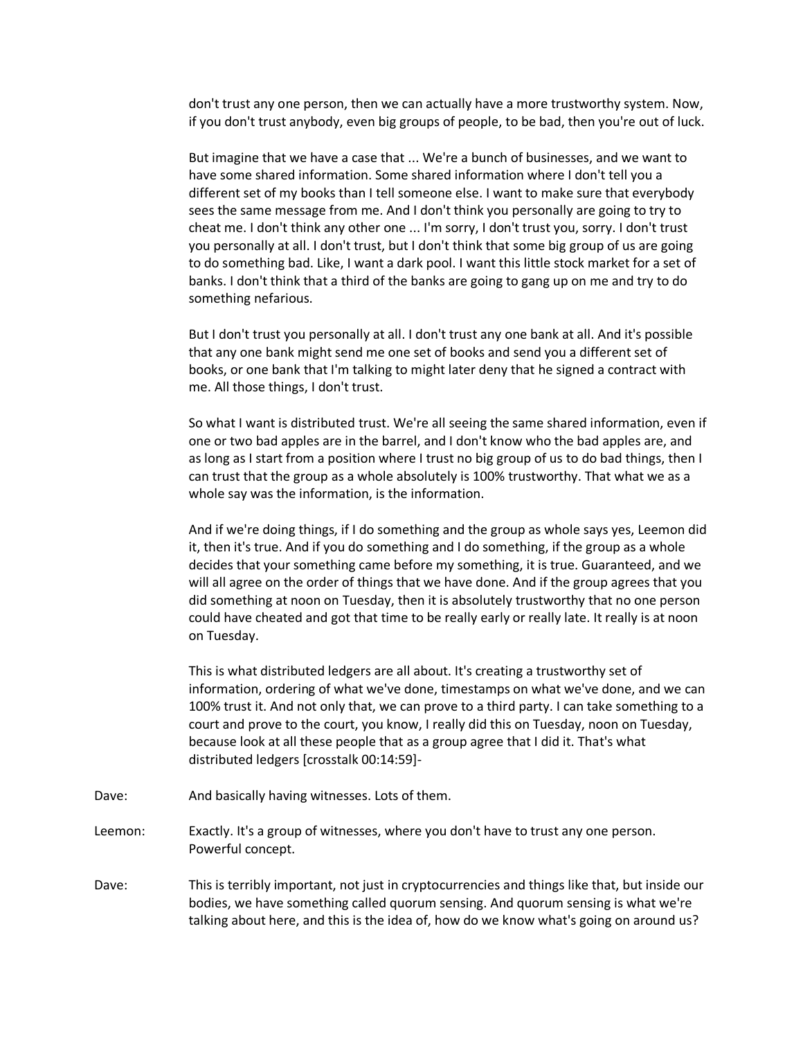don't trust any one person, then we can actually have a more trustworthy system. Now, if you don't trust anybody, even big groups of people, to be bad, then you're out of luck.

But imagine that we have a case that ... We're a bunch of businesses, and we want to have some shared information. Some shared information where I don't tell you a different set of my books than I tell someone else. I want to make sure that everybody sees the same message from me. And I don't think you personally are going to try to cheat me. I don't think any other one ... I'm sorry, I don't trust you, sorry. I don't trust you personally at all. I don't trust, but I don't think that some big group of us are going to do something bad. Like, I want a dark pool. I want this little stock market for a set of banks. I don't think that a third of the banks are going to gang up on me and try to do something nefarious.

But I don't trust you personally at all. I don't trust any one bank at all. And it's possible that any one bank might send me one set of books and send you a different set of books, or one bank that I'm talking to might later deny that he signed a contract with me. All those things, I don't trust.

So what I want is distributed trust. We're all seeing the same shared information, even if one or two bad apples are in the barrel, and I don't know who the bad apples are, and as long as I start from a position where I trust no big group of us to do bad things, then I can trust that the group as a whole absolutely is 100% trustworthy. That what we as a whole say was the information, is the information.

And if we're doing things, if I do something and the group as whole says yes, Leemon did it, then it's true. And if you do something and I do something, if the group as a whole decides that your something came before my something, it is true. Guaranteed, and we will all agree on the order of things that we have done. And if the group agrees that you did something at noon on Tuesday, then it is absolutely trustworthy that no one person could have cheated and got that time to be really early or really late. It really is at noon on Tuesday.

This is what distributed ledgers are all about. It's creating a trustworthy set of information, ordering of what we've done, timestamps on what we've done, and we can 100% trust it. And not only that, we can prove to a third party. I can take something to a court and prove to the court, you know, I really did this on Tuesday, noon on Tuesday, because look at all these people that as a group agree that I did it. That's what distributed ledgers [crosstalk 00:14:59]-

Dave: And basically having witnesses. Lots of them.

Leemon: Exactly. It's a group of witnesses, where you don't have to trust any one person. Powerful concept.

Dave: This is terribly important, not just in cryptocurrencies and things like that, but inside our bodies, we have something called quorum sensing. And quorum sensing is what we're talking about here, and this is the idea of, how do we know what's going on around us?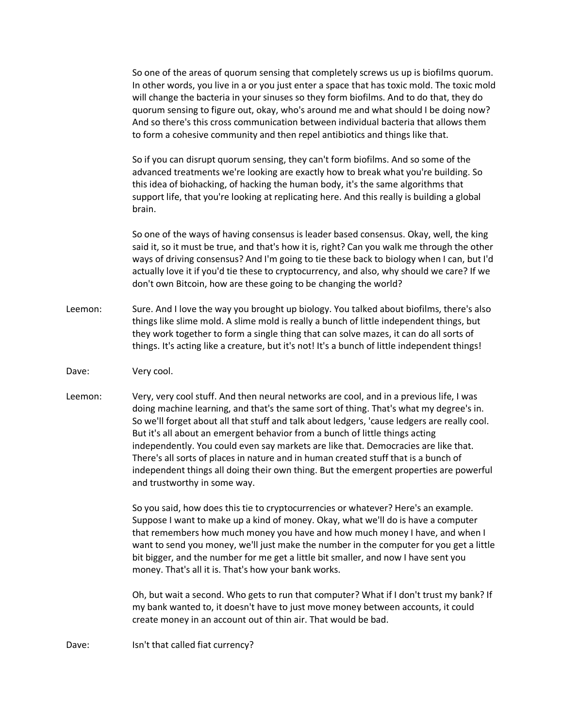So one of the areas of quorum sensing that completely screws us up is biofilms quorum. In other words, you live in a or you just enter a space that has toxic mold. The toxic mold will change the bacteria in your sinuses so they form biofilms. And to do that, they do quorum sensing to figure out, okay, who's around me and what should I be doing now? And so there's this cross communication between individual bacteria that allows them to form a cohesive community and then repel antibiotics and things like that.

So if you can disrupt quorum sensing, they can't form biofilms. And so some of the advanced treatments we're looking are exactly how to break what you're building. So this idea of biohacking, of hacking the human body, it's the same algorithms that support life, that you're looking at replicating here. And this really is building a global brain.

So one of the ways of having consensus is leader based consensus. Okay, well, the king said it, so it must be true, and that's how it is, right? Can you walk me through the other ways of driving consensus? And I'm going to tie these back to biology when I can, but I'd actually love it if you'd tie these to cryptocurrency, and also, why should we care? If we don't own Bitcoin, how are these going to be changing the world?

Leemon: Sure. And I love the way you brought up biology. You talked about biofilms, there's also things like slime mold. A slime mold is really a bunch of little independent things, but they work together to form a single thing that can solve mazes, it can do all sorts of things. It's acting like a creature, but it's not! It's a bunch of little independent things!

Dave: Very cool.

Leemon: Very, very cool stuff. And then neural networks are cool, and in a previous life, I was doing machine learning, and that's the same sort of thing. That's what my degree's in. So we'll forget about all that stuff and talk about ledgers, 'cause ledgers are really cool. But it's all about an emergent behavior from a bunch of little things acting independently. You could even say markets are like that. Democracies are like that. There's all sorts of places in nature and in human created stuff that is a bunch of independent things all doing their own thing. But the emergent properties are powerful and trustworthy in some way.

So you said, how does this tie to cryptocurrencies or whatever? Here's an example. Suppose I want to make up a kind of money. Okay, what we'll do is have a computer that remembers how much money you have and how much money I have, and when I want to send you money, we'll just make the number in the computer for you get a little bit bigger, and the number for me get a little bit smaller, and now I have sent you money. That's all it is. That's how your bank works.

Oh, but wait a second. Who gets to run that computer? What if I don't trust my bank? If my bank wanted to, it doesn't have to just move money between accounts, it could create money in an account out of thin air. That would be bad.

Dave: Isn't that called fiat currency?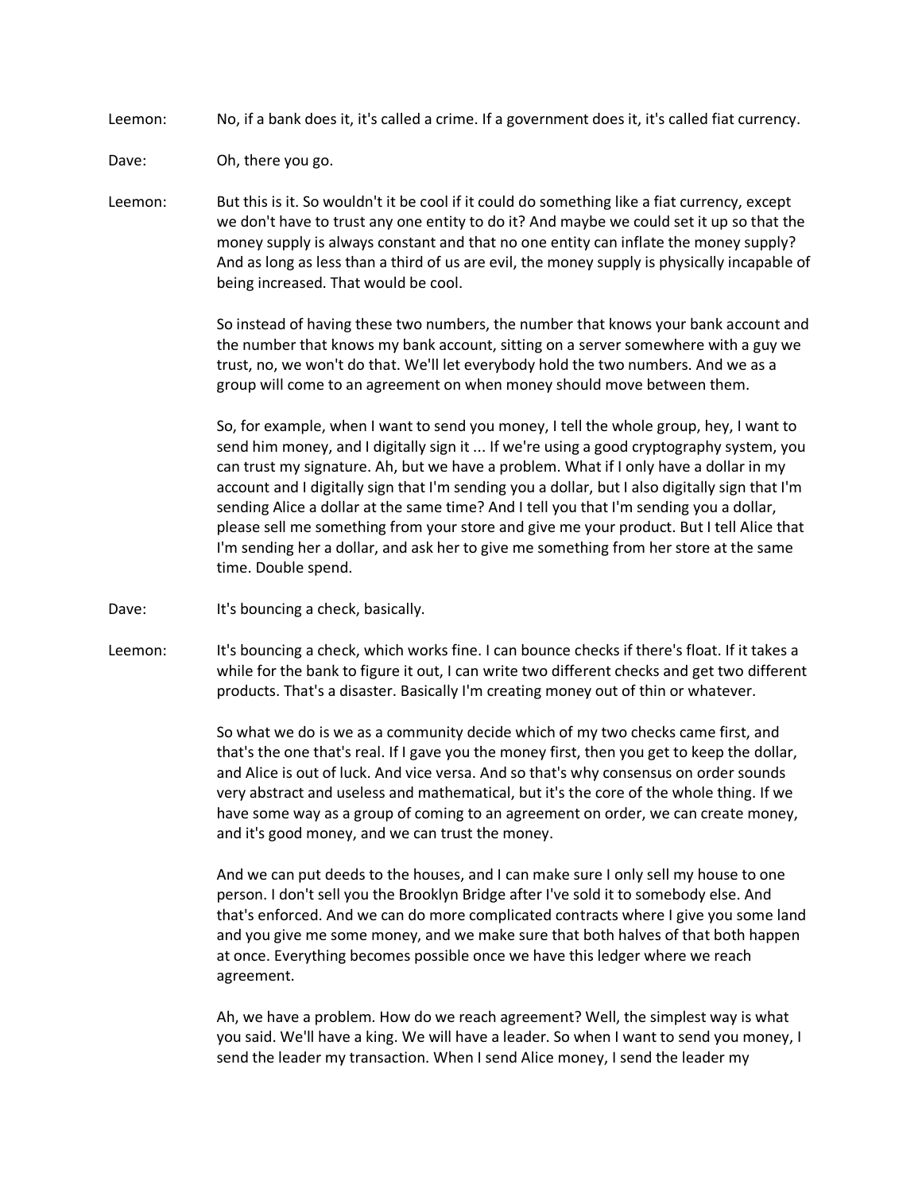Leemon: No, if a bank does it, it's called a crime. If a government does it, it's called fiat currency.

Dave: Oh, there you go.

Leemon: But this is it. So wouldn't it be cool if it could do something like a fiat currency, except we don't have to trust any one entity to do it? And maybe we could set it up so that the money supply is always constant and that no one entity can inflate the money supply? And as long as less than a third of us are evil, the money supply is physically incapable of being increased. That would be cool.

So instead of having these two numbers, the number that knows your bank account and the number that knows my bank account, sitting on a server somewhere with a guy we trust, no, we won't do that. We'll let everybody hold the two numbers. And we as a group will come to an agreement on when money should move between them.

So, for example, when I want to send you money, I tell the whole group, hey, I want to send him money, and I digitally sign it ... If we're using a good cryptography system, you can trust my signature. Ah, but we have a problem. What if I only have a dollar in my account and I digitally sign that I'm sending you a dollar, but I also digitally sign that I'm sending Alice a dollar at the same time? And I tell you that I'm sending you a dollar, please sell me something from your store and give me your product. But I tell Alice that I'm sending her a dollar, and ask her to give me something from her store at the same time. Double spend.

Dave: It's bouncing a check, basically.

Leemon: It's bouncing a check, which works fine. I can bounce checks if there's float. If it takes a while for the bank to figure it out, I can write two different checks and get two different products. That's a disaster. Basically I'm creating money out of thin or whatever.

So what we do is we as a community decide which of my two checks came first, and that's the one that's real. If I gave you the money first, then you get to keep the dollar, and Alice is out of luck. And vice versa. And so that's why consensus on order sounds very abstract and useless and mathematical, but it's the core of the whole thing. If we have some way as a group of coming to an agreement on order, we can create money, and it's good money, and we can trust the money.

And we can put deeds to the houses, and I can make sure I only sell my house to one person. I don't sell you the Brooklyn Bridge after I've sold it to somebody else. And that's enforced. And we can do more complicated contracts where I give you some land and you give me some money, and we make sure that both halves of that both happen at once. Everything becomes possible once we have this ledger where we reach agreement.

Ah, we have a problem. How do we reach agreement? Well, the simplest way is what you said. We'll have a king. We will have a leader. So when I want to send you money, I send the leader my transaction. When I send Alice money, I send the leader my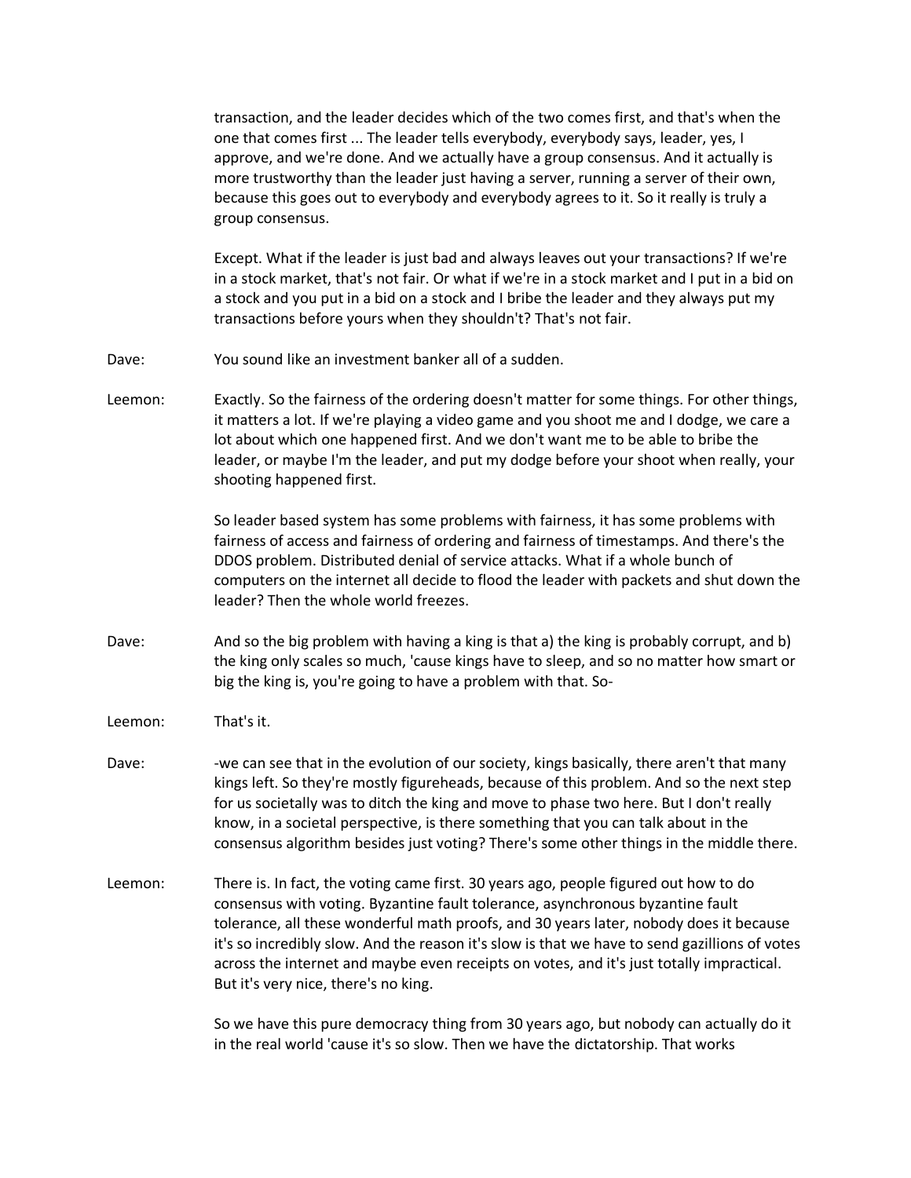transaction, and the leader decides which of the two comes first, and that's when the one that comes first ... The leader tells everybody, everybody says, leader, yes, I approve, and we're done. And we actually have a group consensus. And it actually is more trustworthy than the leader just having a server, running a server of their own, because this goes out to everybody and everybody agrees to it. So it really is truly a group consensus.

Except. What if the leader is just bad and always leaves out your transactions? If we're in a stock market, that's not fair. Or what if we're in a stock market and I put in a bid on a stock and you put in a bid on a stock and I bribe the leader and they always put my transactions before yours when they shouldn't? That's not fair.

Dave: You sound like an investment banker all of a sudden.

Leemon: Exactly. So the fairness of the ordering doesn't matter for some things. For other things, it matters a lot. If we're playing a video game and you shoot me and I dodge, we care a lot about which one happened first. And we don't want me to be able to bribe the leader, or maybe I'm the leader, and put my dodge before your shoot when really, your shooting happened first.

So leader based system has some problems with fairness, it has some problems with fairness of access and fairness of ordering and fairness of timestamps. And there's the DDOS problem. Distributed denial of service attacks. What if a whole bunch of computers on the internet all decide to flood the leader with packets and shut down the leader? Then the whole world freezes.

Dave: And so the big problem with having a king is that a) the king is probably corrupt, and b) the king only scales so much, 'cause kings have to sleep, and so no matter how smart or big the king is, you're going to have a problem with that. So-

Leemon: That's it.

Dave: -we can see that in the evolution of our society, kings basically, there aren't that many kings left. So they're mostly figureheads, because of this problem. And so the next step for us societally was to ditch the king and move to phase two here. But I don't really know, in a societal perspective, is there something that you can talk about in the consensus algorithm besides just voting? There's some other things in the middle there.

Leemon: There is. In fact, the voting came first. 30 years ago, people figured out how to do consensus with voting. Byzantine fault tolerance, asynchronous byzantine fault tolerance, all these wonderful math proofs, and 30 years later, nobody does it because it's so incredibly slow. And the reason it's slow is that we have to send gazillions of votes across the internet and maybe even receipts on votes, and it's just totally impractical. But it's very nice, there's no king.

So we have this pure democracy thing from 30 years ago, but nobody can actually do it in the real world 'cause it's so slow. Then we have the dictatorship. That works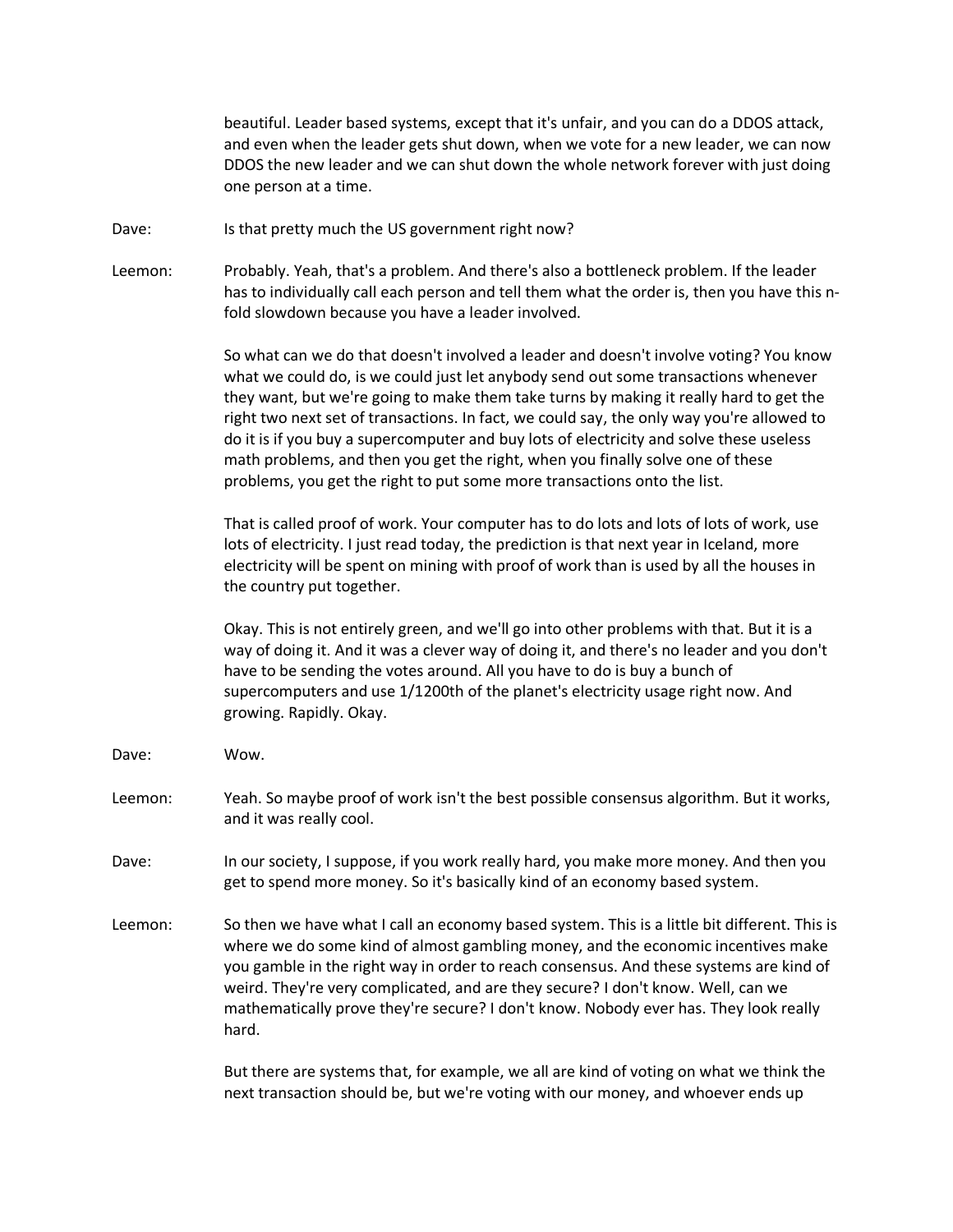beautiful. Leader based systems, except that it's unfair, and you can do a DDOS attack, and even when the leader gets shut down, when we vote for a new leader, we can now DDOS the new leader and we can shut down the whole network forever with just doing one person at a time.

Dave: Is that pretty much the US government right now?

Leemon: Probably. Yeah, that's a problem. And there's also a bottleneck problem. If the leader has to individually call each person and tell them what the order is, then you have this n-fold slowdown because you have a leader involved.

So what can we do that doesn't involved a leader and doesn't involve voting? You know what we could do, is we could just let anybody send out some transactions whenever they want, but we're going to make them take turns by making it really hard to get the right two next set of transactions. In fact, we could say, the only way you're allowed to do it is if you buy a supercomputer and buy lots of electricity and solve these useless math problems, and then you get the right, when you finally solve one of these problems, you get the right to put some more transactions onto the list.

That is called proof of work. Your computer has to do lots and lots of lots of work, use lots of electricity. I just read today, the prediction is that next year in Iceland, more electricity will be spent on mining with proof of work than is used by all the houses in the country put together.

Okay. This is not entirely green, and we'll go into other problems with that. But it is a way of doing it. And it was a clever way of doing it, and there's no leader and you don't have to be sending the votes around. All you have to do is buy a bunch of supercomputers and use 1/1200th of the planet's electricity usage right now. And growing. Rapidly. Okay.

Dave: Wow.

Leemon: Yeah. So maybe proof of work isn't the best possible consensus algorithm. But it works, and it was really cool.

Dave: In our society, I suppose, if you work really hard, you make more money. And then you get to spend more money. So it's basically kind of an economy based system.

Leemon: So then we have what I call an economy based system. This is a little bit different. This is where we do some kind of almost gambling money, and the economic incentives make you gamble in the right way in order to reach consensus. And these systems are kind of weird. They're very complicated, and are they secure? I don't know. Well, can we mathematically prove they're secure? I don't know. Nobody ever has. They look really hard.

But there are systems that, for example, we all are kind of voting on what we think the next transaction should be, but we're voting with our money, and whoever ends up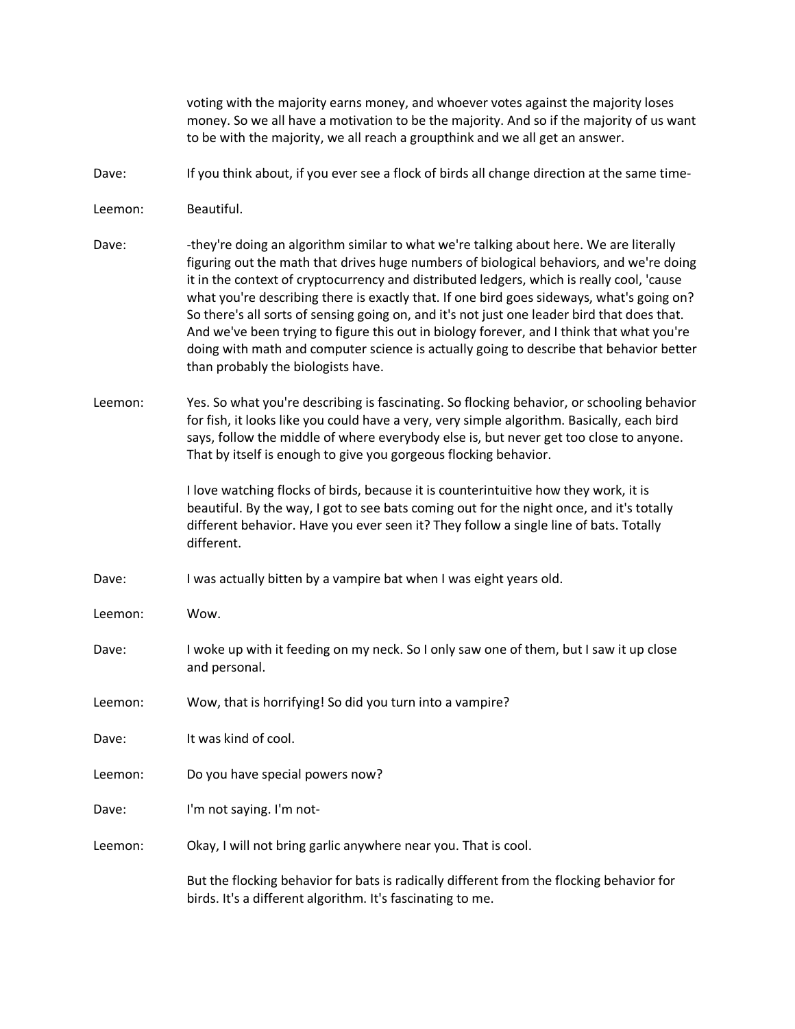voting with the majority earns money, and whoever votes against the majority loses money. So we all have a motivation to be the majority. And so if the majority of us want to be with the majority, we all reach a groupthink and we all get an answer.

**Dave:** If you think about, if you ever see a flock of birds all change direction at the same time-

**Leemon:** Beautiful.

**Dave:** -they're doing an algorithm similar to what we're talking about here. We are literally figuring out the math that drives huge numbers of biological behaviors, and we're doing it in the context of cryptocurrency and distributed ledgers, which is really cool, 'cause what you're describing there is exactly that. If one bird goes sideways, what's going on? So there's all sorts of sensing going on, and it's not just one leader bird that does that. And we've been trying to figure this out in biology forever, and I think that what you're doing with math and computer science is actually going to describe that behavior better than probably the biologists have.

**Leemon:** Yes. So what you're describing is fascinating. So flocking behavior, or schooling behavior for fish, it looks like you could have a very, very simple algorithm. Basically, each bird says, follow the middle of where everybody else is, but never get too close to anyone. That by itself is enough to give you gorgeous flocking behavior.

I love watching flocks of birds, because it is counterintuitive how they work, it is beautiful. By the way, I got to see bats coming out for the night once, and it's totally different behavior. Have you ever seen it? They follow a single line of bats. Totally different.

**Dave:** I was actually bitten by a vampire bat when I was eight years old.

**Leemon:** Wow.

**Dave:** I woke up with it feeding on my neck. So I only saw one of them, but I saw it up close and personal.

**Leemon:** Wow, that is horrifying! So did you turn into a vampire?

**Dave:** It was kind of cool.

**Leemon:** Do you have special powers now?

**Dave:** I'm not saying. I'm not-

**Leemon:** Okay, I will not bring garlic anywhere near you. That is cool.

But the flocking behavior for bats is radically different from the flocking behavior for birds. It's a different algorithm. It's fascinating to me.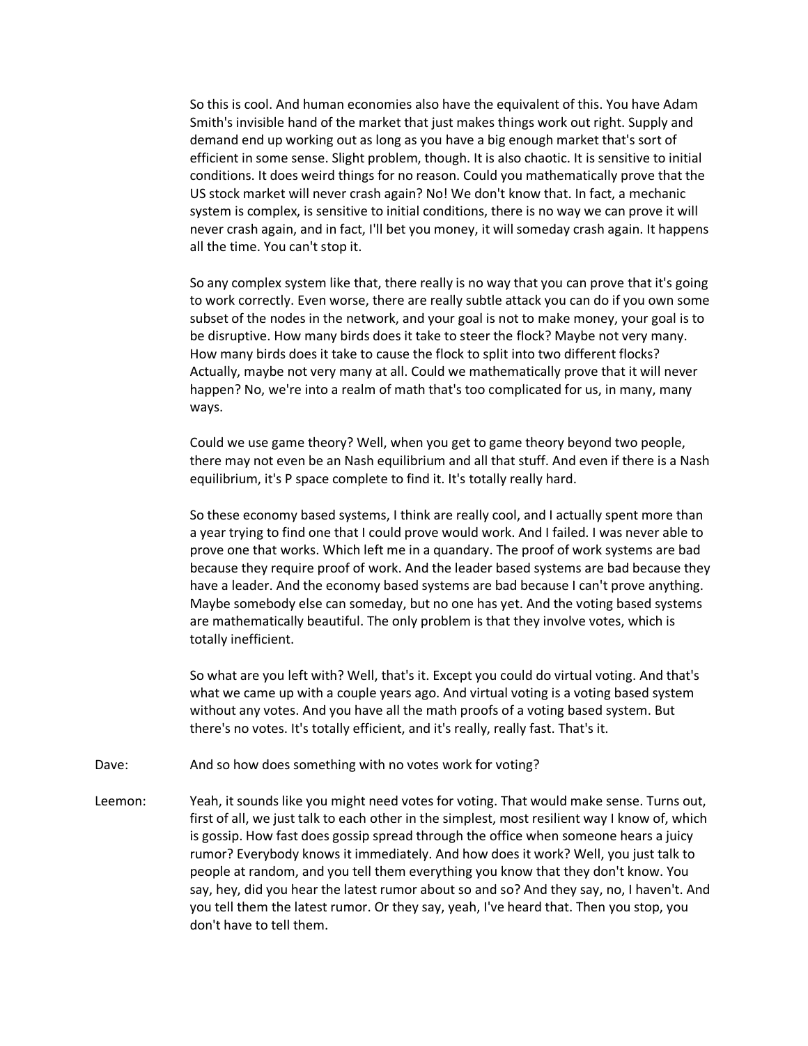So this is cool. And human economies also have the equivalent of this. You have Adam Smith's invisible hand of the market that just makes things work out right. Supply and demand end up working out as long as you have a big enough market that's sort of efficient in some sense. Slight problem, though. It is also chaotic. It is sensitive to initial conditions. It does weird things for no reason. Could you mathematically prove that the US stock market will never crash again? No! We don't know that. In fact, a mechanic system is complex, is sensitive to initial conditions, there is no way we can prove it will never crash again, and in fact, I'll bet you money, it will someday crash again. It happens all the time. You can't stop it.

So any complex system like that, there really is no way that you can prove that it's going to work correctly. Even worse, there are really subtle attack you can do if you own some subset of the nodes in the network, and your goal is not to make money, your goal is to be disruptive. How many birds does it take to steer the flock? Maybe not very many. How many birds does it take to cause the flock to split into two different flocks? Actually, maybe not very many at all. Could we mathematically prove that it will never happen? No, we're into a realm of math that's too complicated for us, in many, many ways.

Could we use game theory? Well, when you get to game theory beyond two people, there may not even be an Nash equilibrium and all that stuff. And even if there is a Nash equilibrium, it's P space complete to find it. It's totally really hard.

So these economy based systems, I think are really cool, and I actually spent more than a year trying to find one that I could prove would work. And I failed. I was never able to prove one that works. Which left me in a quandary. The proof of work systems are bad because they require proof of work. And the leader based systems are bad because they have a leader. And the economy based systems are bad because I can't prove anything. Maybe somebody else can someday, but no one has yet. And the voting based systems are mathematically beautiful. The only problem is that they involve votes, which is totally inefficient.

So what are you left with? Well, that's it. Except you could do virtual voting. And that's what we came up with a couple years ago. And virtual voting is a voting based system without any votes. And you have all the math proofs of a voting based system. But there's no votes. It's totally efficient, and it's really, really fast. That's it.

Dave: And so how does something with no votes work for voting?

Leemon: Yeah, it sounds like you might need votes for voting. That would make sense. Turns out, first of all, we just talk to each other in the simplest, most resilient way I know of, which is gossip. How fast does gossip spread through the office when someone hears a juicy rumor? Everybody knows it immediately. And how does it work? Well, you just talk to people at random, and you tell them everything you know that they don't know. You say, hey, did you hear the latest rumor about so and so? And they say, no, I haven't. And you tell them the latest rumor. Or they say, yeah, I've heard that. Then you stop, you don't have to tell them.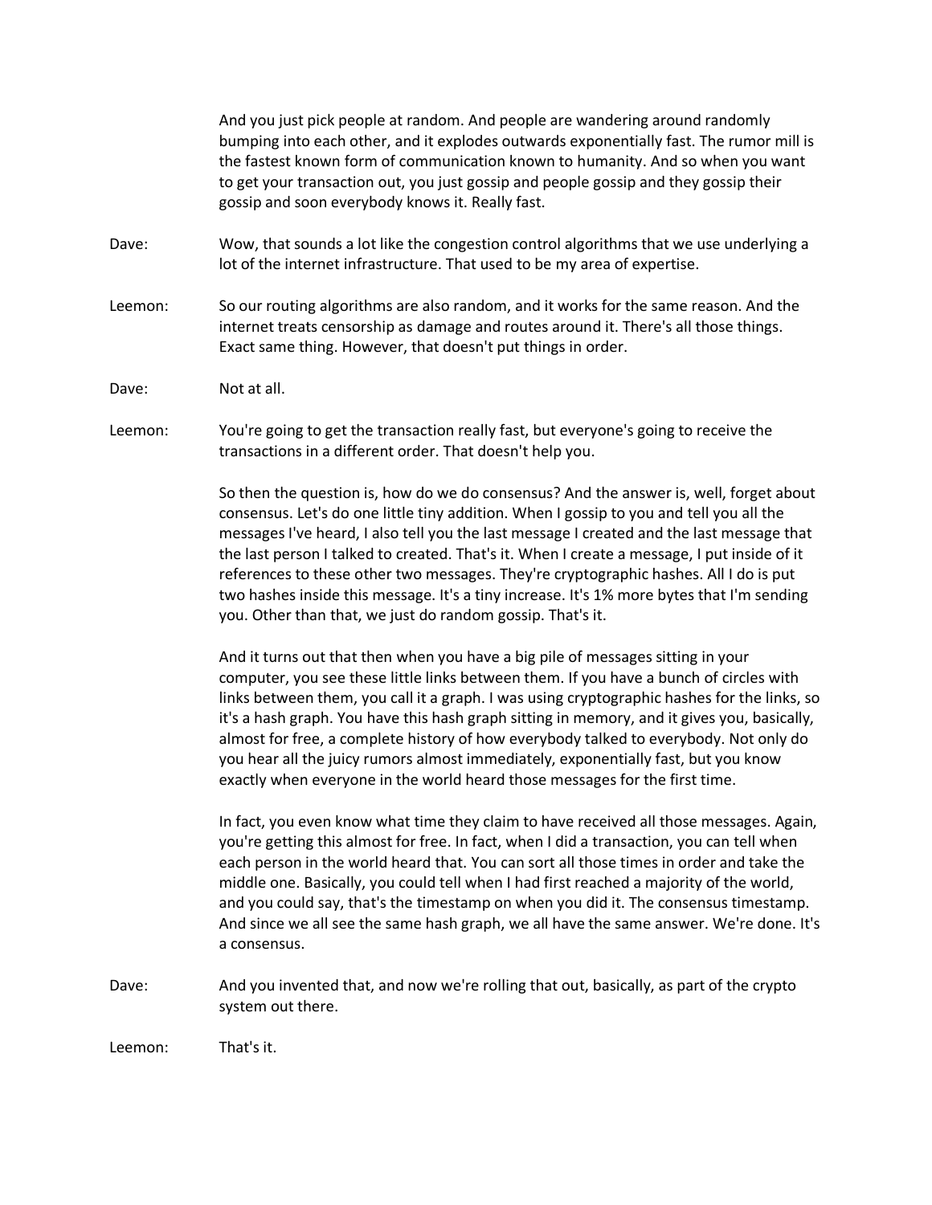And you just pick people at random. And people are wandering around randomly bumping into each other, and it explodes outwards exponentially fast. The rumor mill is the fastest known form of communication known to humanity. And so when you want to get your transaction out, you just gossip and people gossip and they gossip their gossip and soon everybody knows it. Really fast.

Dave: Wow, that sounds a lot like the congestion control algorithms that we use underlying a lot of the internet infrastructure. That used to be my area of expertise.

Leemon: So our routing algorithms are also random, and it works for the same reason. And the internet treats censorship as damage and routes around it. There's all those things. Exact same thing. However, that doesn't put things in order.

Dave: Not at all.

Leemon: You're going to get the transaction really fast, but everyone's going to receive the transactions in a different order. That doesn't help you.

So then the question is, how do we do consensus? And the answer is, well, forget about consensus. Let's do one little tiny addition. When I gossip to you and tell you all the messages I've heard, I also tell you the last message I created and the last message that the last person I talked to created. That's it. When I create a message, I put inside of it references to these other two messages. They're cryptographic hashes. All I do is put two hashes inside this message. It's a tiny increase. It's 1% more bytes that I'm sending you. Other than that, we just do random gossip. That's it.

And it turns out that then when you have a big pile of messages sitting in your computer, you see these little links between them. If you have a bunch of circles with links between them, you call it a graph. I was using cryptographic hashes for the links, so it's a hash graph. You have this hash graph sitting in memory, and it gives you, basically, almost for free, a complete history of how everybody talked to everybody. Not only do you hear all the juicy rumors almost immediately, exponentially fast, but you know exactly when everyone in the world heard those messages for the first time.

In fact, you even know what time they claim to have received all those messages. Again, you're getting this almost for free. In fact, when I did a transaction, you can tell when each person in the world heard that. You can sort all those times in order and take the middle one. Basically, you could tell when I had first reached a majority of the world, and you could say, that's the timestamp on when you did it. The consensus timestamp. And since we all see the same hash graph, we all have the same answer. We're done. It's a consensus.

Dave: And you invented that, and now we're rolling that out, basically, as part of the crypto system out there.

Leemon: That's it.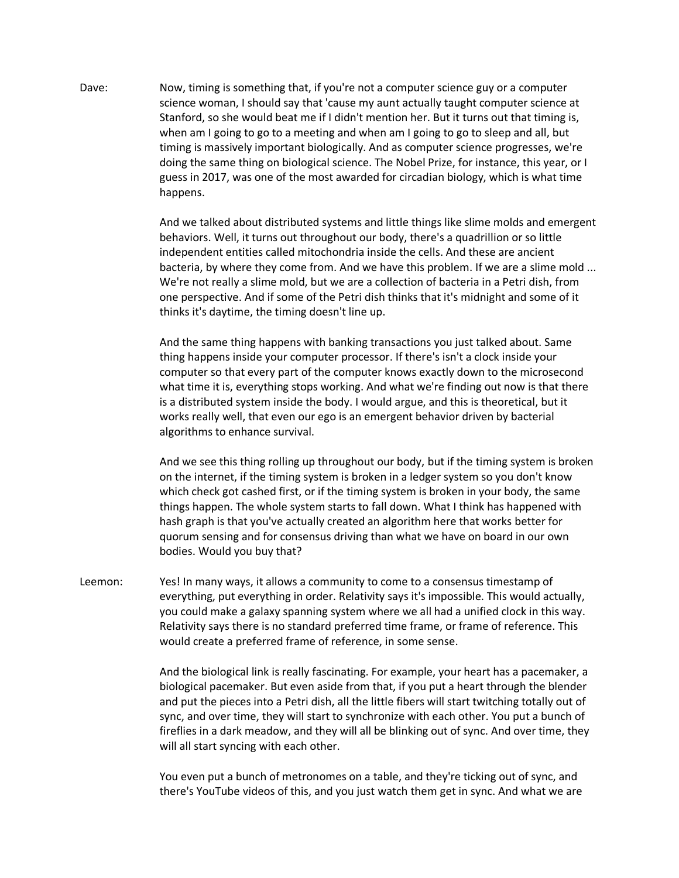Dave: Now, timing is something that, if you're not a computer science guy or a computer science woman, I should say that 'cause my aunt actually taught computer science at Stanford, so she would beat me if I didn't mention her. But it turns out that timing is, when am I going to go to a meeting and when am I going to go to sleep and all, but timing is massively important biologically. And as computer science progresses, we're doing the same thing on biological science. The Nobel Prize, for instance, this year, or I guess in 2017, was one of the most awarded for circadian biology, which is what time happens.

And we talked about distributed systems and little things like slime molds and emergent behaviors. Well, it turns out throughout our body, there's a quadrillion or so little independent entities called mitochondria inside the cells. And these are ancient bacteria, by where they come from. And we have this problem. If we are a slime mold ... We're not really a slime mold, but we are a collection of bacteria in a Petri dish, from one perspective. And if some of the Petri dish thinks that it's midnight and some of it thinks it's daytime, the timing doesn't line up.

And the same thing happens with banking transactions you just talked about. Same thing happens inside your computer processor. If there's isn't a clock inside your computer so that every part of the computer knows exactly down to the microsecond what time it is, everything stops working. And what we're finding out now is that there is a distributed system inside the body. I would argue, and this is theoretical, but it works really well, that even our ego is an emergent behavior driven by bacterial algorithms to enhance survival.

And we see this thing rolling up throughout our body, but if the timing system is broken on the internet, if the timing system is broken in a ledger system so you don't know which check got cashed first, or if the timing system is broken in your body, the same things happen. The whole system starts to fall down. What I think has happened with hash graph is that you've actually created an algorithm here that works better for quorum sensing and for consensus driving than what we have on board in our own bodies. Would you buy that?

Leemon: Yes! In many ways, it allows a community to come to a consensus timestamp of everything, put everything in order. Relativity says it's impossible. This would actually, you could make a galaxy spanning system where we all had a unified clock in this way. Relativity says there is no standard preferred time frame, or frame of reference. This would create a preferred frame of reference, in some sense.

And the biological link is really fascinating. For example, your heart has a pacemaker, a biological pacemaker. But even aside from that, if you put a heart through the blender and put the pieces into a Petri dish, all the little fibers will start twitching totally out of sync, and over time, they will start to synchronize with each other. You put a bunch of fireflies in a dark meadow, and they will all be blinking out of sync. And over time, they will all start syncing with each other.

You even put a bunch of metronomes on a table, and they're ticking out of sync, and there's YouTube videos of this, and you just watch them get in sync. And what we are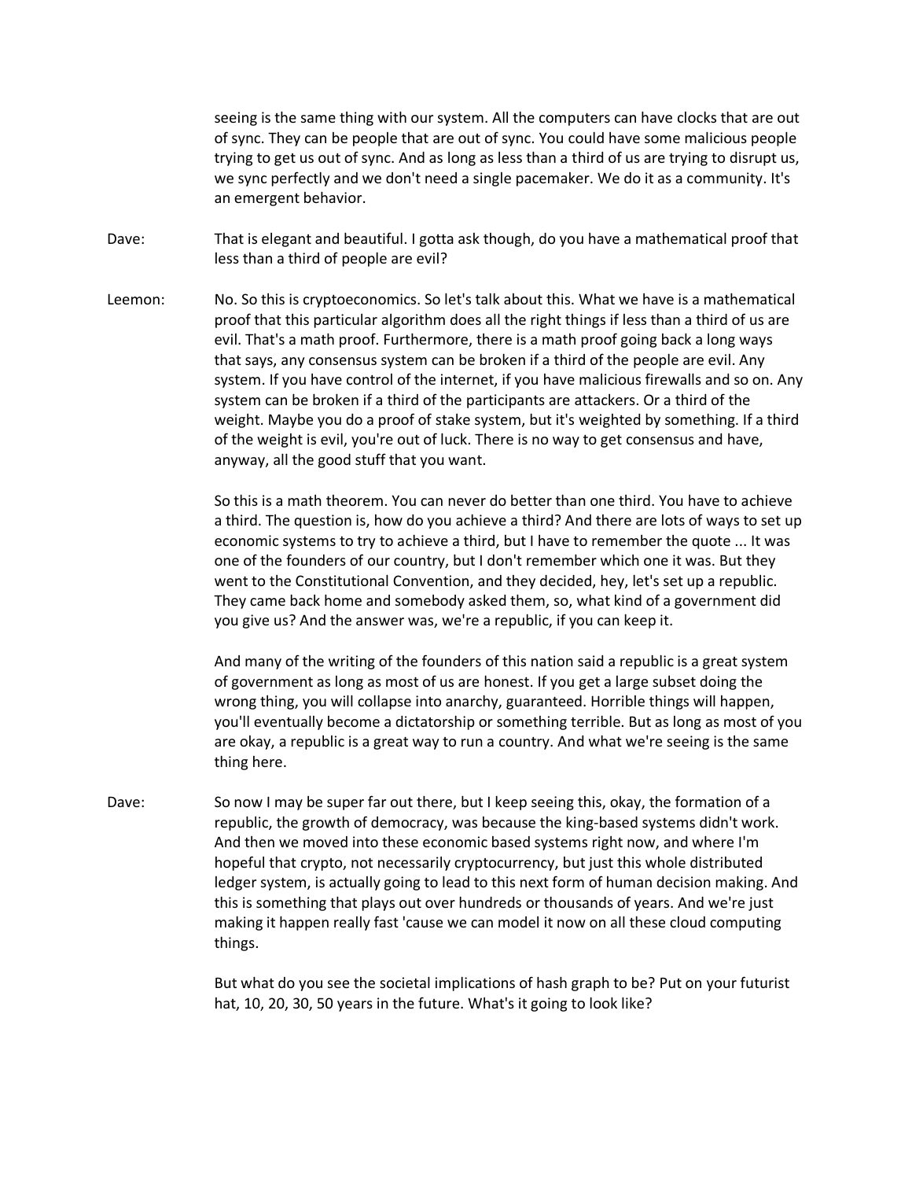seeing is the same thing with our system. All the computers can have clocks that are out of sync. They can be people that are out of sync. You could have some malicious people trying to get us out of sync. And as long as less than a third of us are trying to disrupt us, we sync perfectly and we don't need a single pacemaker. We do it as a community. It's an emergent behavior.

Dave: That is elegant and beautiful. I gotta ask though, do you have a mathematical proof that less than a third of people are evil?

Leemon: No. So this is cryptoeconomics. So let's talk about this. What we have is a mathematical proof that this particular algorithm does all the right things if less than a third of us are evil. That's a math proof. Furthermore, there is a math proof going back a long ways that says, any consensus system can be broken if a third of the people are evil. Any system. If you have control of the internet, if you have malicious firewalls and so on. Any system can be broken if a third of the participants are attackers. Or a third of the weight. Maybe you do a proof of stake system, but it's weighted by something. If a third of the weight is evil, you're out of luck. There is no way to get consensus and have, anyway, all the good stuff that you want.

So this is a math theorem. You can never do better than one third. You have to achieve a third. The question is, how do you achieve a third? And there are lots of ways to set up economic systems to try to achieve a third, but I have to remember the quote ... It was one of the founders of our country, but I don't remember which one it was. But they went to the Constitutional Convention, and they decided, hey, let's set up a republic. They came back home and somebody asked them, so, what kind of a government did you give us? And the answer was, we're a republic, if you can keep it.

And many of the writing of the founders of this nation said a republic is a great system of government as long as most of us are honest. If you get a large subset doing the wrong thing, you will collapse into anarchy, guaranteed. Horrible things will happen, you'll eventually become a dictatorship or something terrible. But as long as most of you are okay, a republic is a great way to run a country. And what we're seeing is the same thing here.

Dave: So now I may be super far out there, but I keep seeing this, okay, the formation of a republic, the growth of democracy, was because the king-based systems didn't work. And then we moved into these economic based systems right now, and where I'm hopeful that crypto, not necessarily cryptocurrency, but just this whole distributed ledger system, is actually going to lead to this next form of human decision making. And this is something that plays out over hundreds or thousands of years. And we're just making it happen really fast 'cause we can model it now on all these cloud computing things.

But what do you see the societal implications of hash graph to be? Put on your futurist hat, 10, 20, 30, 50 years in the future. What's it going to look like?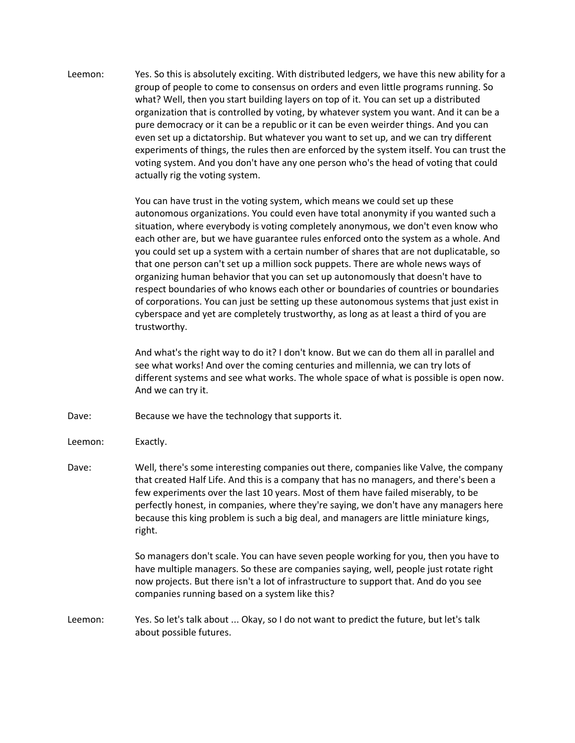Leemon: Yes. So this is absolutely exciting. With distributed ledgers, we have this new ability for a group of people to come to consensus on orders and even little programs running. So what? Well, then you start building layers on top of it. You can set up a distributed organization that is controlled by voting, by whatever system you want. And it can be a pure democracy or it can be a republic or it can be even weirder things. And you can even set up a dictatorship. But whatever you want to set up, and we can try different experiments of things, the rules then are enforced by the system itself. You can trust the voting system. And you don't have any one person who's the head of voting that could actually rig the voting system.

You can have trust in the voting system, which means we could set up these autonomous organizations. You could even have total anonymity if you wanted such a situation, where everybody is voting completely anonymous, we don't even know who each other are, but we have guarantee rules enforced onto the system as a whole. And you could set up a system with a certain number of shares that are not duplicatable, so that one person can't set up a million sock puppets. There are whole news ways of organizing human behavior that you can set up autonomously that doesn't have to respect boundaries of who knows each other or boundaries of countries or boundaries of corporations. You can just be setting up these autonomous systems that just exist in cyberspace and yet are completely trustworthy, as long as at least a third of you are trustworthy.

And what's the right way to do it? I don't know. But we can do them all in parallel and see what works! And over the coming centuries and millennia, we can try lots of different systems and see what works. The whole space of what is possible is open now. And we can try it.

Dave: Because we have the technology that supports it.

Leemon: Exactly.

Dave: Well, there's some interesting companies out there, companies like Valve, the company that created Half Life. And this is a company that has no managers, and there's been a few experiments over the last 10 years. Most of them have failed miserably, to be perfectly honest, in companies, where they're saying, we don't have any managers here because this king problem is such a big deal, and managers are little miniature kings, right.

So managers don't scale. You can have seven people working for you, then you have to have multiple managers. So these are companies saying, well, people just rotate right now projects. But there isn't a lot of infrastructure to support that. And do you see companies running based on a system like this?

Leemon: Yes. So let's talk about ... Okay, so I do not want to predict the future, but let's talk about possible futures.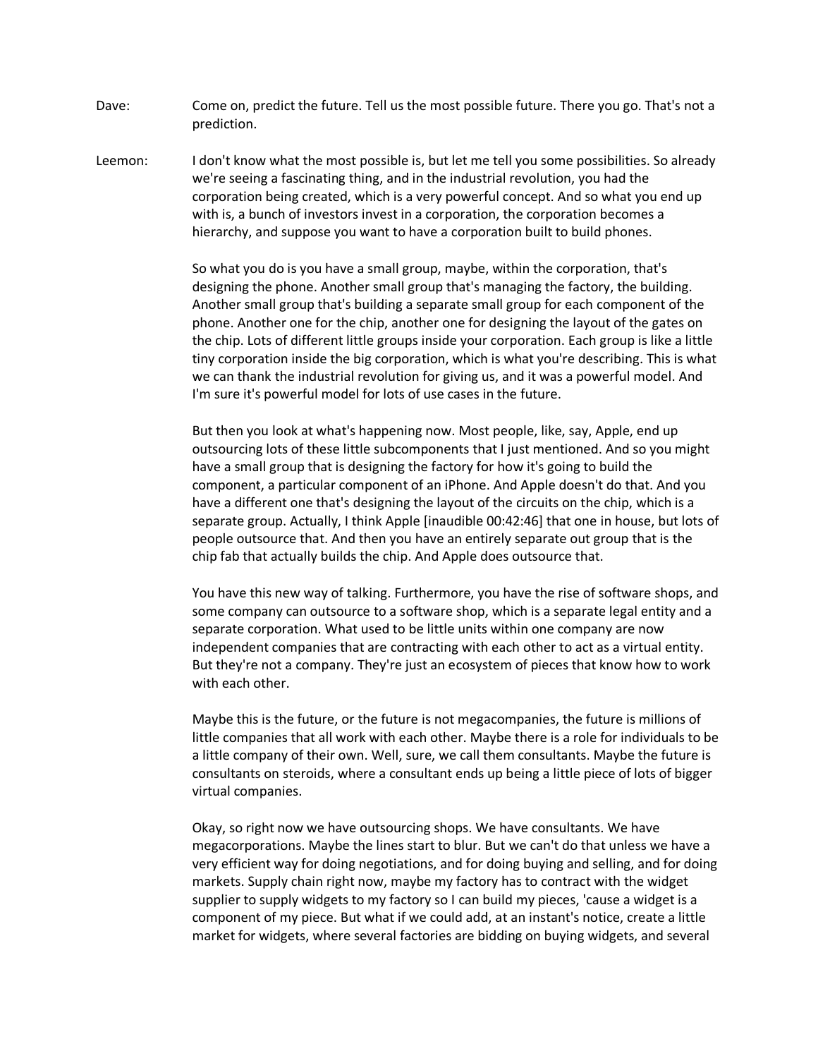Dave: Come on, predict the future. Tell us the most possible future. There you go. That's not a prediction.

Leemon: I don't know what the most possible is, but let me tell you some possibilities. So already we're seeing a fascinating thing, and in the industrial revolution, you had the corporation being created, which is a very powerful concept. And so what you end up with is, a bunch of investors invest in a corporation, the corporation becomes a hierarchy, and suppose you want to have a corporation built to build phones.

So what you do is you have a small group, maybe, within the corporation, that's designing the phone. Another small group that's managing the factory, the building. Another small group that's building a separate small group for each component of the phone. Another one for the chip, another one for designing the layout of the gates on the chip. Lots of different little groups inside your corporation. Each group is like a little tiny corporation inside the big corporation, which is what you're describing. This is what we can thank the industrial revolution for giving us, and it was a powerful model. And I'm sure it's powerful model for lots of use cases in the future.

But then you look at what's happening now. Most people, like, say, Apple, end up outsourcing lots of these little subcomponents that I just mentioned. And so you might have a small group that is designing the factory for how it's going to build the component, a particular component of an iPhone. And Apple doesn't do that. And you have a different one that's designing the layout of the circuits on the chip, which is a separate group. Actually, I think Apple [inaudible 00:42:46] that one in house, but lots of people outsource that. And then you have an entirely separate out group that is the chip fab that actually builds the chip. And Apple does outsource that.

You have this new way of talking. Furthermore, you have the rise of software shops, and some company can outsource to a software shop, which is a separate legal entity and a separate corporation. What used to be little units within one company are now independent companies that are contracting with each other to act as a virtual entity. But they're not a company. They're just an ecosystem of pieces that know how to work with each other.

Maybe this is the future, or the future is not megacompanies, the future is millions of little companies that all work with each other. Maybe there is a role for individuals to be a little company of their own. Well, sure, we call them consultants. Maybe the future is consultants on steroids, where a consultant ends up being a little piece of lots of bigger virtual companies.

Okay, so right now we have outsourcing shops. We have consultants. We have megacorporations. Maybe the lines start to blur. But we can't do that unless we have a very efficient way for doing negotiations, and for doing buying and selling, and for doing markets. Supply chain right now, maybe my factory has to contract with the widget supplier to supply widgets to my factory so I can build my pieces, 'cause a widget is a component of my piece. But what if we could add, at an instant's notice, create a little market for widgets, where several factories are bidding on buying widgets, and several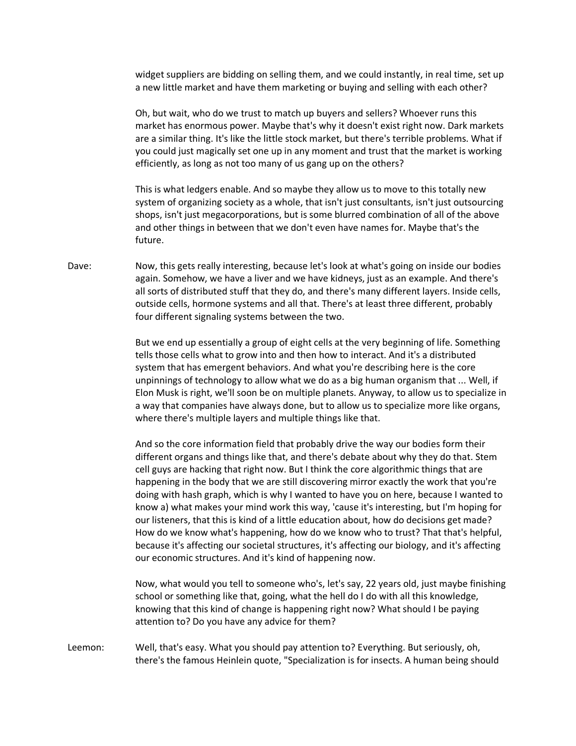widget suppliers are bidding on selling them, and we could instantly, in real time, set up a new little market and have them marketing or buying and selling with each other?

Oh, but wait, who do we trust to match up buyers and sellers? Whoever runs this market has enormous power. Maybe that's why it doesn't exist right now. Dark markets are a similar thing. It's like the little stock market, but there's terrible problems. What if you could just magically set one up in any moment and trust that the market is working efficiently, as long as not too many of us gang up on the others?

This is what ledgers enable. And so maybe they allow us to move to this totally new system of organizing society as a whole, that isn't just consultants, isn't just outsourcing shops, isn't just megacorporations, but is some blurred combination of all of the above and other things in between that we don't even have names for. Maybe that's the future.

Dave: Now, this gets really interesting, because let's look at what's going on inside our bodies again. Somehow, we have a liver and we have kidneys, just as an example. And there's all sorts of distributed stuff that they do, and there's many different layers. Inside cells, outside cells, hormone systems and all that. There's at least three different, probably four different signaling systems between the two.

But we end up essentially a group of eight cells at the very beginning of life. Something tells those cells what to grow into and then how to interact. And it's a distributed system that has emergent behaviors. And what you're describing here is the core unpinnings of technology to allow what we do as a big human organism that ... Well, if Elon Musk is right, we'll soon be on multiple planets. Anyway, to allow us to specialize in a way that companies have always done, but to allow us to specialize more like organs, where there's multiple layers and multiple things like that.

And so the core information field that probably drive the way our bodies form their different organs and things like that, and there's debate about why they do that. Stem cell guys are hacking that right now. But I think the core algorithmic things that are happening in the body that we are still discovering mirror exactly the work that you're doing with hash graph, which is why I wanted to have you on here, because I wanted to know a) what makes your mind work this way, 'cause it's interesting, but I'm hoping for our listeners, that this is kind of a little education about, how do decisions get made? How do we know what's happening, how do we know who to trust? That that's helpful, because it's affecting our societal structures, it's affecting our biology, and it's affecting our economic structures. And it's kind of happening now.

Now, what would you tell to someone who's, let's say, 22 years old, just maybe finishing school or something like that, going, what the hell do I do with all this knowledge, knowing that this kind of change is happening right now? What should I be paying attention to? Do you have any advice for them?

Leemon: Well, that's easy. What you should pay attention to? Everything. But seriously, oh, there's the famous Heinlein quote, "Specialization is for insects. A human being should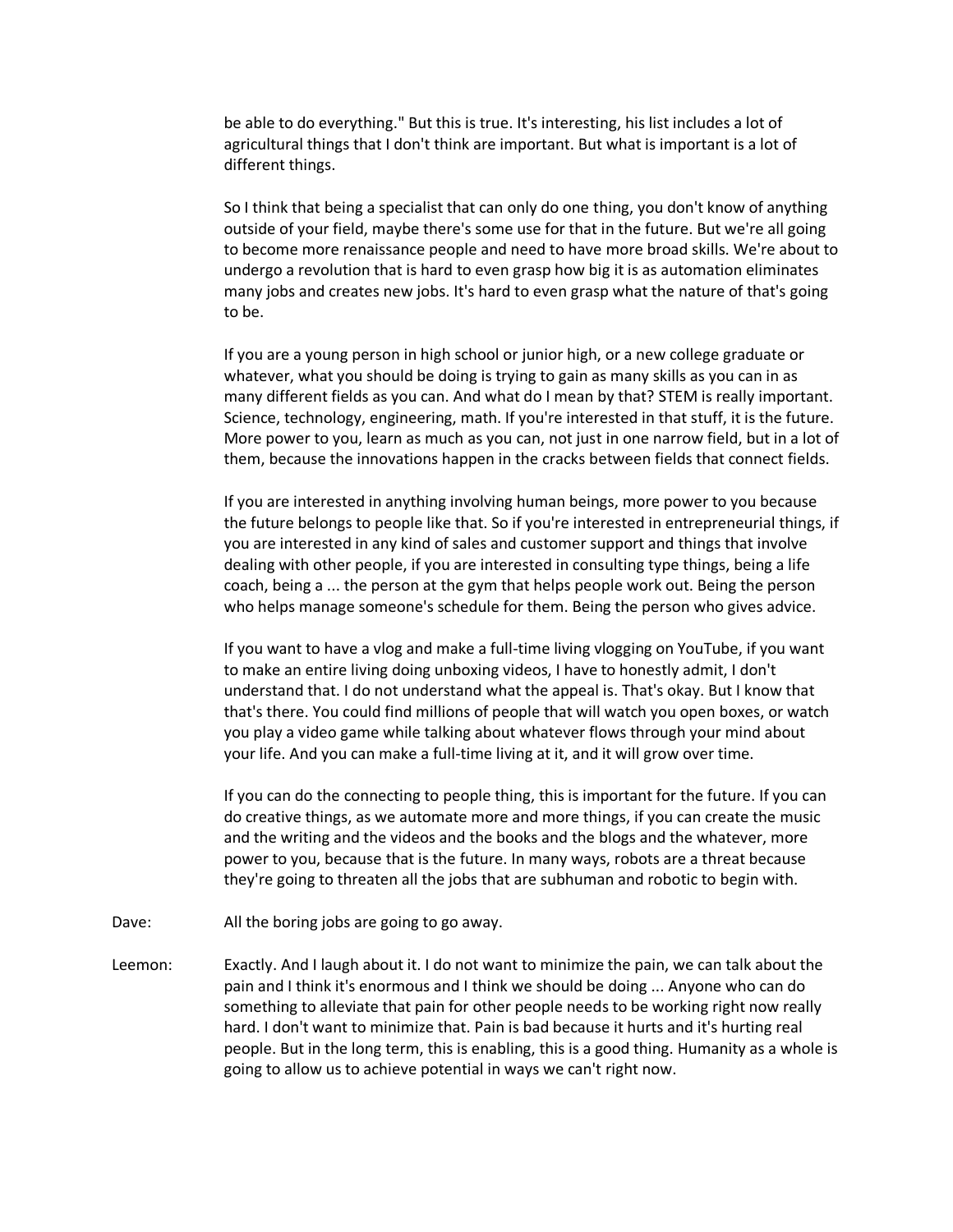be able to do everything." But this is true. It's interesting, his list includes a lot of agricultural things that I don't think are important. But what is important is a lot of different things.

So I think that being a specialist that can only do one thing, you don't know of anything outside of your field, maybe there's some use for that in the future. But we're all going to become more renaissance people and need to have more broad skills. We're about to undergo a revolution that is hard to even grasp how big it is as automation eliminates many jobs and creates new jobs. It's hard to even grasp what the nature of that's going to be.

If you are a young person in high school or junior high, or a new college graduate or whatever, what you should be doing is trying to gain as many skills as you can in as many different fields as you can. And what do I mean by that? STEM is really important. Science, technology, engineering, math. If you're interested in that stuff, it is the future. More power to you, learn as much as you can, not just in one narrow field, but in a lot of them, because the innovations happen in the cracks between fields that connect fields.

If you are interested in anything involving human beings, more power to you because the future belongs to people like that. So if you're interested in entrepreneurial things, if you are interested in any kind of sales and customer support and things that involve dealing with other people, if you are interested in consulting type things, being a life coach, being a ... the person at the gym that helps people work out. Being the person who helps manage someone's schedule for them. Being the person who gives advice.

If you want to have a vlog and make a full-time living vlogging on YouTube, if you want to make an entire living doing unboxing videos, I have to honestly admit, I don't understand that. I do not understand what the appeal is. That's okay. But I know that that's there. You could find millions of people that will watch you open boxes, or watch you play a video game while talking about whatever flows through your mind about your life. And you can make a full-time living at it, and it will grow over time.

If you can do the connecting to people thing, this is important for the future. If you can do creative things, as we automate more and more things, if you can create the music and the writing and the videos and the books and the blogs and the whatever, more power to you, because that is the future. In many ways, robots are a threat because they're going to threaten all the jobs that are subhuman and robotic to begin with.

Dave: All the boring jobs are going to go away.

Leemon: Exactly. And I laugh about it. I do not want to minimize the pain, we can talk about the pain and I think it's enormous and I think we should be doing ... Anyone who can do something to alleviate that pain for other people needs to be working right now really hard. I don't want to minimize that. Pain is bad because it hurts and it's hurting real people. But in the long term, this is enabling, this is a good thing. Humanity as a whole is going to allow us to achieve potential in ways we can't right now.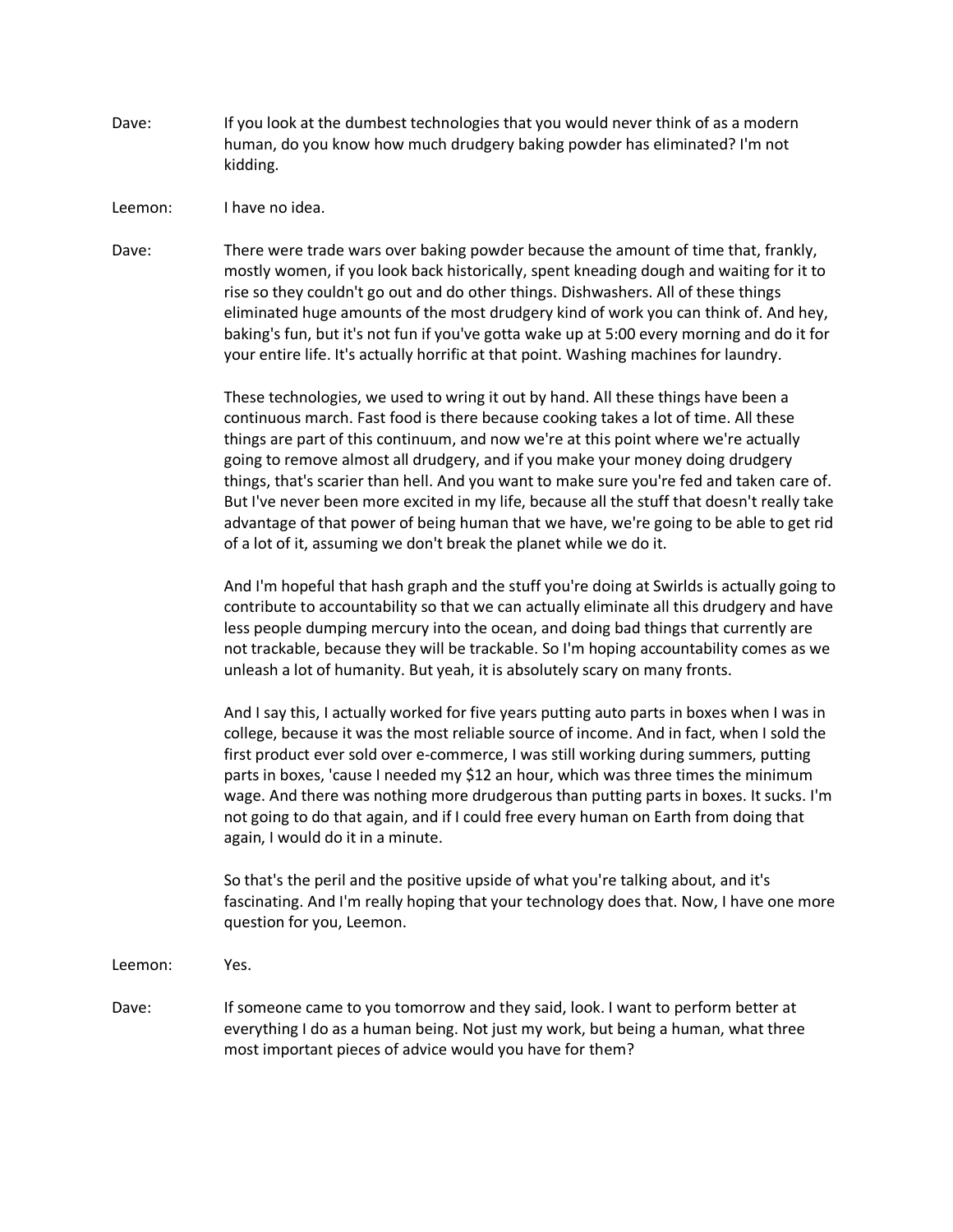Dave: If you look at the dumbest technologies that you would never think of as a modern human, do you know how much drudgery baking powder has eliminated? I'm not kidding.

Leemon: I have no idea.

Dave: There were trade wars over baking powder because the amount of time that, frankly, mostly women, if you look back historically, spent kneading dough and waiting for it to rise so they couldn't go out and do other things. Dishwashers. All of these things eliminated huge amounts of the most drudgery kind of work you can think of. And hey, baking's fun, but it's not fun if you've gotta wake up at 5:00 every morning and do it for your entire life. It's actually horrific at that point. Washing machines for laundry.

These technologies, we used to wring it out by hand. All these things have been a continuous march. Fast food is there because cooking takes a lot of time. All these things are part of this continuum, and now we're at this point where we're actually going to remove almost all drudgery, and if you make your money doing drudgery things, that's scarier than hell. And you want to make sure you're fed and taken care of. But I've never been more excited in my life, because all the stuff that doesn't really take advantage of that power of being human that we have, we're going to be able to get rid of a lot of it, assuming we don't break the planet while we do it.

And I'm hopeful that hash graph and the stuff you're doing at Swirlds is actually going to contribute to accountability so that we can actually eliminate all this drudgery and have less people dumping mercury into the ocean, and doing bad things that currently are not trackable, because they will be trackable. So I'm hoping accountability comes as we unleash a lot of humanity. But yeah, it is absolutely scary on many fronts.

And I say this, I actually worked for five years putting auto parts in boxes when I was in college, because it was the most reliable source of income. And in fact, when I sold the first product ever sold over e-commerce, I was still working during summers, putting parts in boxes, 'cause I needed my $12 an hour, which was three times the minimum wage. And there was nothing more drudgerous than putting parts in boxes. It sucks. I'm not going to do that again, and if I could free every human on Earth from doing that again, I would do it in a minute.

So that's the peril and the positive upside of what you're talking about, and it's fascinating. And I'm really hoping that your technology does that. Now, I have one more question for you, Leemon.

Leemon: Yes.

Dave: If someone came to you tomorrow and they said, look. I want to perform better at everything I do as a human being. Not just my work, but being a human, what three most important pieces of advice would you have for them?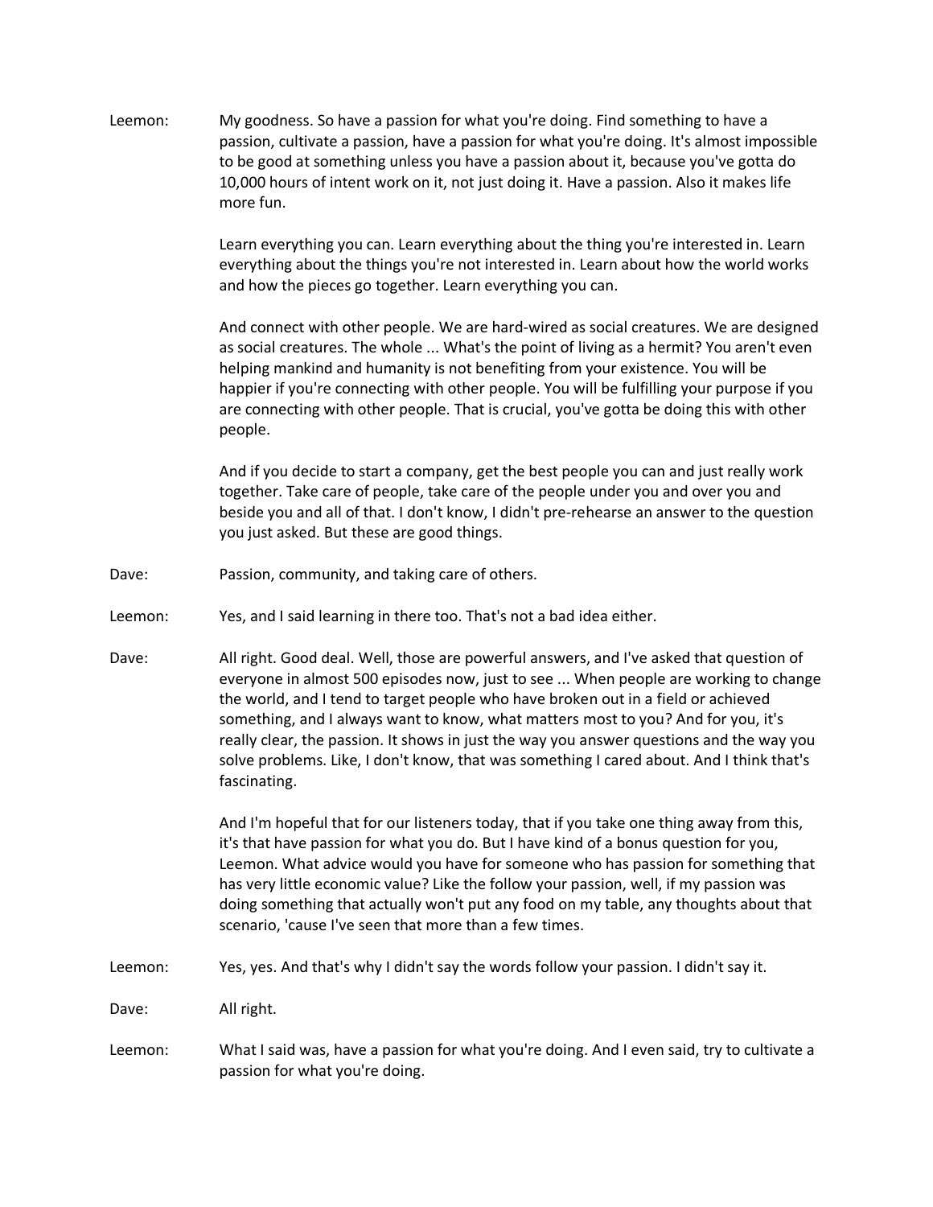Leemon: My goodness. So have a passion for what you're doing. Find something to have a passion, cultivate a passion, have a passion for what you're doing. It's almost impossible to be good at something unless you have a passion about it, because you've gotta do 10,000 hours of intent work on it, not just doing it. Have a passion. Also it makes life more fun.

Learn everything you can. Learn everything about the thing you're interested in. Learn everything about the things you're not interested in. Learn about how the world works and how the pieces go together. Learn everything you can.

And connect with other people. We are hard-wired as social creatures. We are designed as social creatures. The whole ... What's the point of living as a hermit? You aren't even helping mankind and humanity is not benefiting from your existence. You will be happier if you're connecting with other people. You will be fulfilling your purpose if you are connecting with other people. That is crucial, you've gotta be doing this with other people.

And if you decide to start a company, get the best people you can and just really work together. Take care of people, take care of the people under you and over you and beside you and all of that. I don't know, I didn't pre-rehearse an answer to the question you just asked. But these are good things.

Dave: Passion, community, and taking care of others.

Leemon: Yes, and I said learning in there too. That's not a bad idea either.

Dave: All right. Good deal. Well, those are powerful answers, and I've asked that question of everyone in almost 500 episodes now, just to see ... When people are working to change the world, and I tend to target people who have broken out in a field or achieved something, and I always want to know, what matters most to you? And for you, it's really clear, the passion. It shows in just the way you answer questions and the way you solve problems. Like, I don't know, that was something I cared about. And I think that's fascinating.

And I'm hopeful that for our listeners today, that if you take one thing away from this, it's that have passion for what you do. But I have kind of a bonus question for you, Leemon. What advice would you have for someone who has passion for something that has very little economic value? Like the follow your passion, well, if my passion was doing something that actually won't put any food on my table, any thoughts about that scenario, 'cause I've seen that more than a few times.

Leemon: Yes, yes. And that's why I didn't say the words follow your passion. I didn't say it.

Dave: All right.

Leemon: What I said was, have a passion for what you're doing. And I even said, try to cultivate a passion for what you're doing.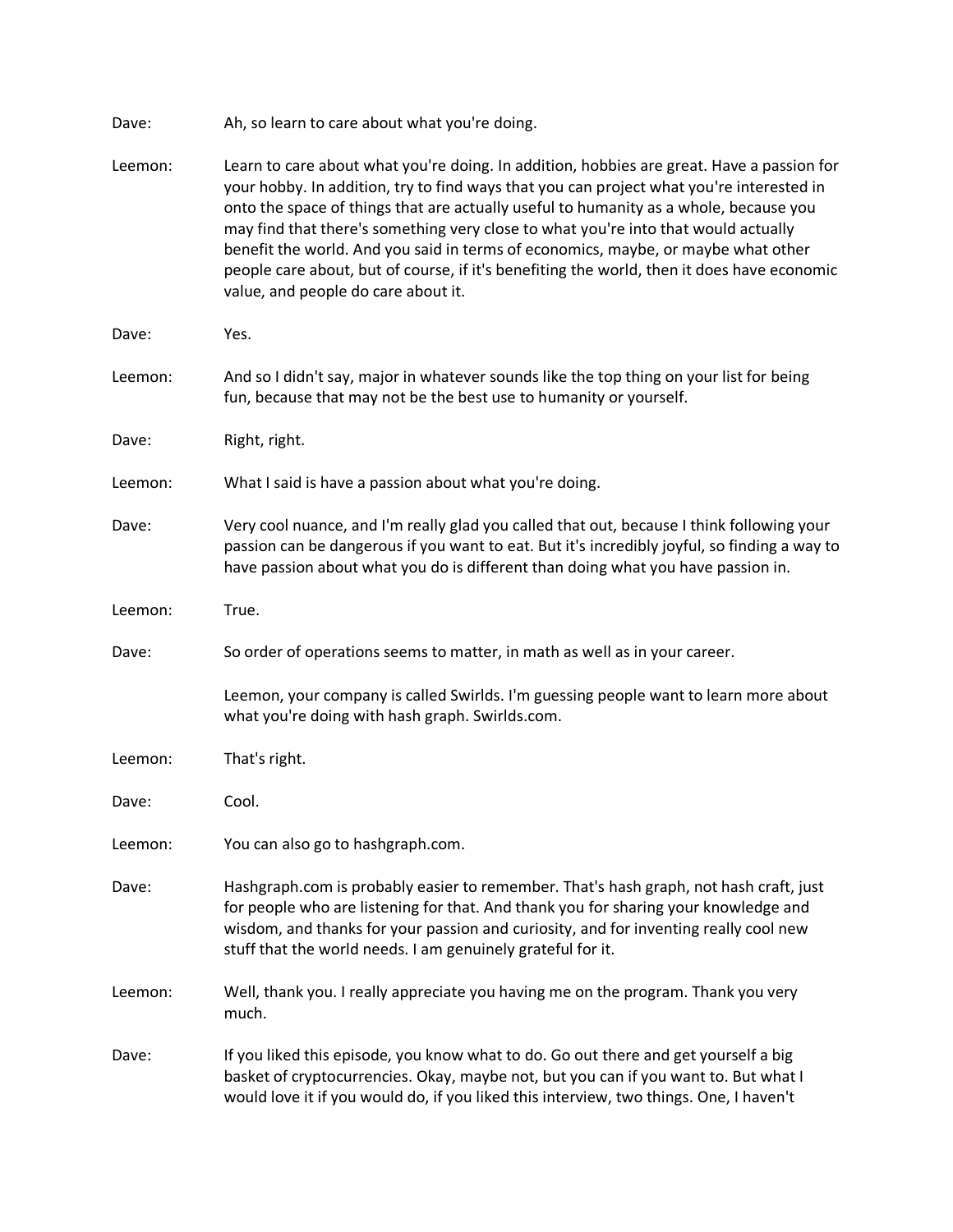Dave: Ah, so learn to care about what you're doing.

Leemon: Learn to care about what you're doing. In addition, hobbies are great. Have a passion for your hobby. In addition, try to find ways that you can project what you're interested in onto the space of things that are actually useful to humanity as a whole, because you may find that there's something very close to what you're into that would actually benefit the world. And you said in terms of economics, maybe, or maybe what other people care about, but of course, if it's benefiting the world, then it does have economic value, and people do care about it.

Dave: Yes.

Leemon: And so I didn't say, major in whatever sounds like the top thing on your list for being fun, because that may not be the best use to humanity or yourself.

Dave: Right, right.

Leemon: What I said is have a passion about what you're doing.

Dave: Very cool nuance, and I'm really glad you called that out, because I think following your passion can be dangerous if you want to eat. But it's incredibly joyful, so finding a way to have passion about what you do is different than doing what you have passion in.

Leemon: True.

Dave: So order of operations seems to matter, in math as well as in your career.

Leemon, your company is called Swirlds. I'm guessing people want to learn more about what you're doing with hash graph. Swirlds.com.

Leemon: That's right.

Dave: Cool.

Leemon: You can also go to hashgraph.com.

Dave: Hashgraph.com is probably easier to remember. That's hash graph, not hash craft, just for people who are listening for that. And thank you for sharing your knowledge and wisdom, and thanks for your passion and curiosity, and for inventing really cool new stuff that the world needs. I am genuinely grateful for it.

Leemon: Well, thank you. I really appreciate you having me on the program. Thank you very much.

Dave: If you liked this episode, you know what to do. Go out there and get yourself a big basket of cryptocurrencies. Okay, maybe not, but you can if you want to. But what I would love it if you would do, if you liked this interview, two things. One, I haven't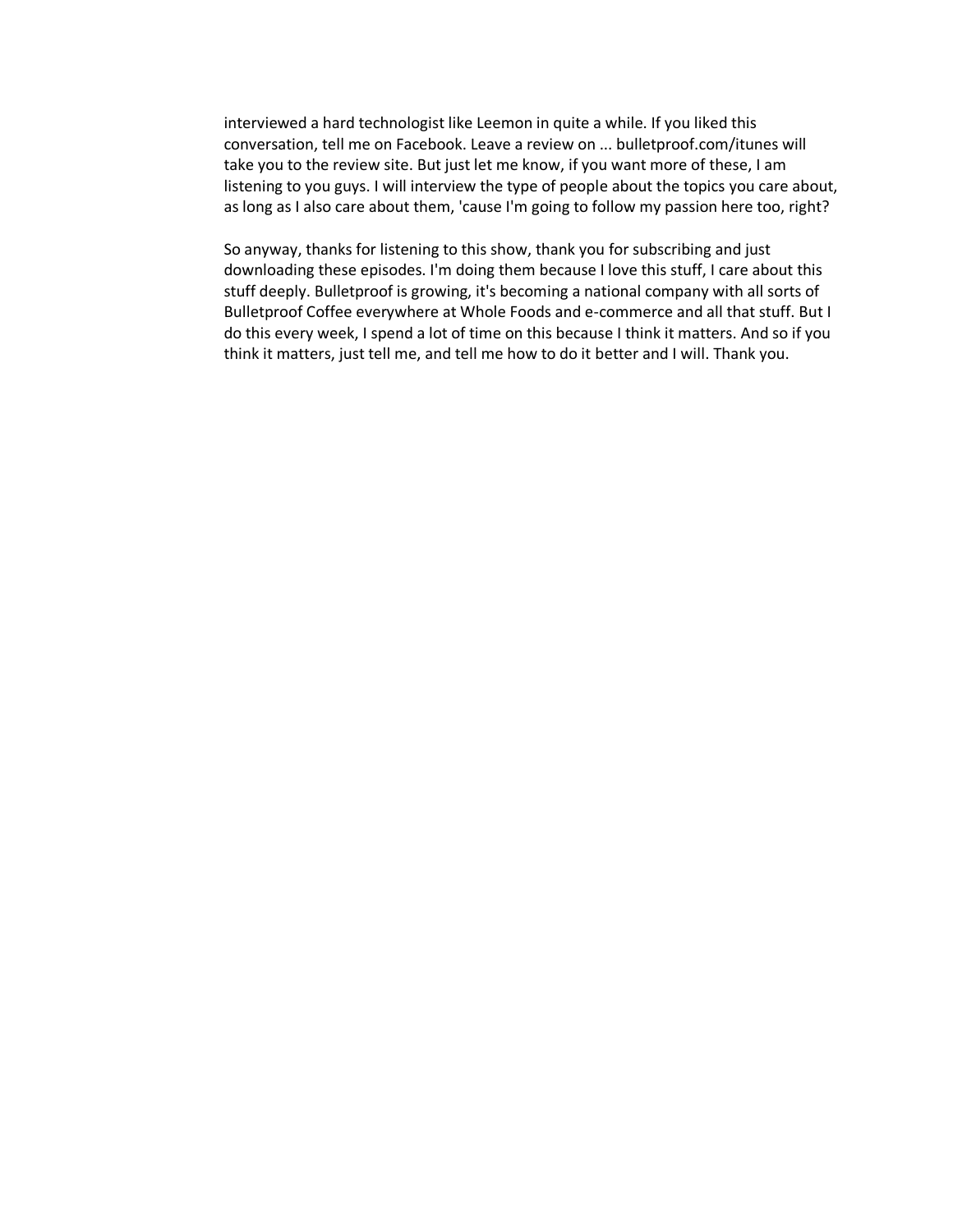interviewed a hard technologist like Leemon in quite a while. If you liked this conversation, tell me on Facebook. Leave a review on ... bulletproof.com/itunes will take you to the review site. But just let me know, if you want more of these, I am listening to you guys. I will interview the type of people about the topics you care about, as long as I also care about them, 'cause I'm going to follow my passion here too, right?

So anyway, thanks for listening to this show, thank you for subscribing and just downloading these episodes. I'm doing them because I love this stuff, I care about this stuff deeply. Bulletproof is growing, it's becoming a national company with all sorts of Bulletproof Coffee everywhere at Whole Foods and e-commerce and all that stuff. But I do this every week, I spend a lot of time on this because I think it matters. And so if you think it matters, just tell me, and tell me how to do it better and I will. Thank you.